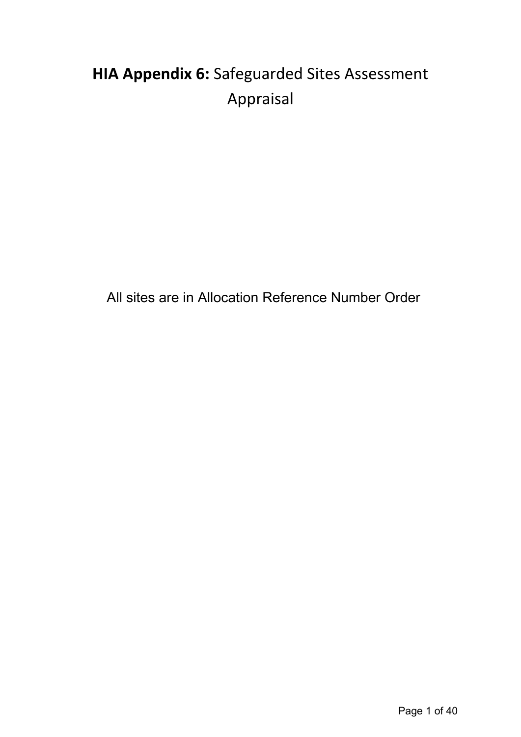# **HIA Appendix 6:** Safeguarded Sites Assessment Appraisal

All sites are in Allocation Reference Number Order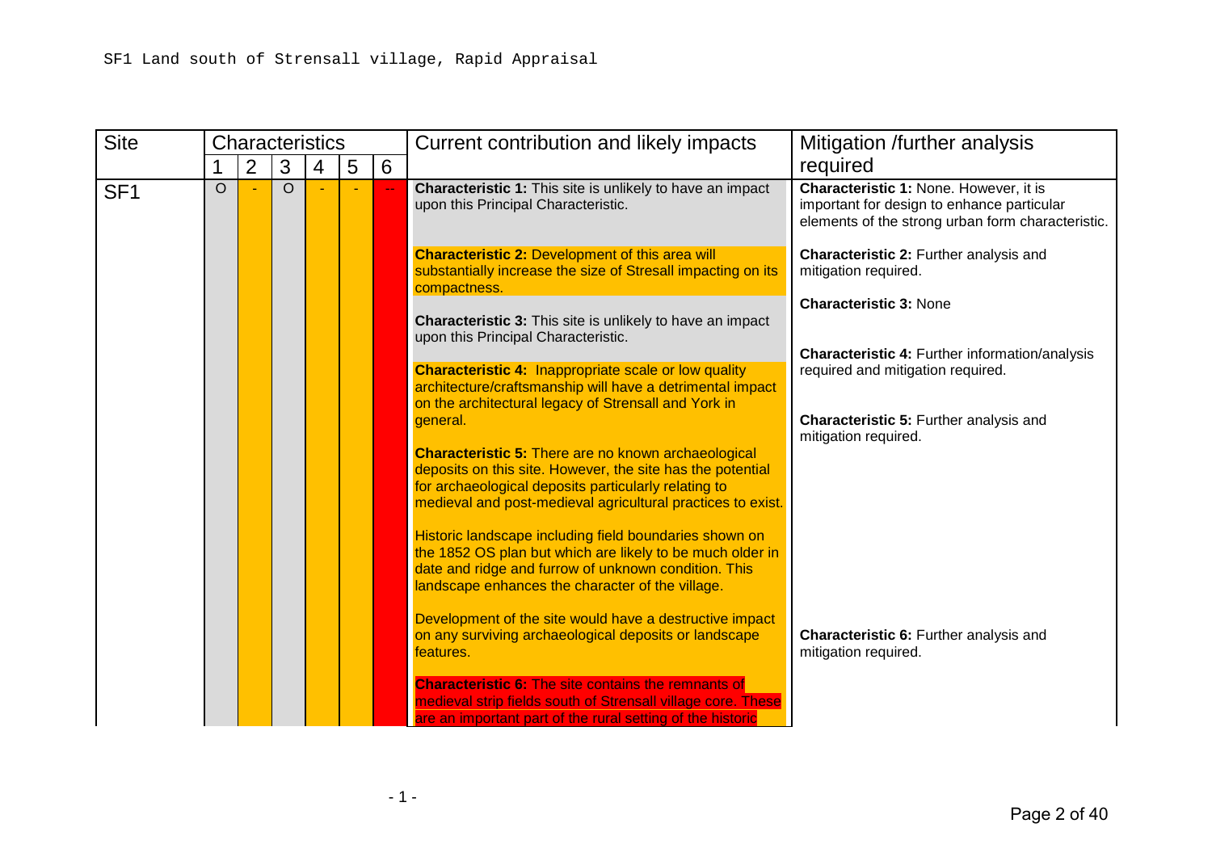SF1 Land south of Strensall village, Rapid Appraisal

| Site | Characteristics | | | | | | Current contribution and likely impacts | Mitigation /further analysis required |
|---|---|---|---|---|---|---|---|---|
| | 1 | 2 | 3 | 4 | 5 | 6 | | |
| SF1 | O | - | O | - | - | -- | **Characteristic 1:** This site is unlikely to have an impact upon this Principal Characteristic.<br><br>**Characteristic 2:** Development of this area will substantially increase the size of Stresall impacting on its compactness.<br><br>**Characteristic 3:** This site is unlikely to have an impact upon this Principal Characteristic.<br><br>**Characteristic 4:** Inappropriate scale or low quality architecture/craftsmanship will have a detrimental impact on the architectural legacy of Strensall and York in general.<br><br>**Characteristic 5:** There are no known archaeological deposits on this site. However, the site has the potential for archaeological deposits particularly relating to medieval and post-medieval agricultural practices to exist.<br><br>Historic landscape including field boundaries shown on the 1852 OS plan but which are likely to be much older in date and ridge and furrow of unknown condition. This landscape enhances the character of the village.<br><br>Development of the site would have a destructive impact on any surviving archaeological deposits or landscape features.<br><br>**Characteristic 6:** The site contains the remnants of medieval strip fields south of Strensall village core. These are an important part of the rural setting of the historic | **Characteristic 1:** None. However, it is important for design to enhance particular elements of the strong urban form characteristic.<br><br>**Characteristic 2:** Further analysis and mitigation required.<br><br>**Characteristic 3:** None<br><br>**Characteristic 4:** Further information/analysis required and mitigation required.<br><br>**Characteristic 5:** Further analysis and mitigation required.<br><br>**Characteristic 6:** Further analysis and mitigation required. |

- 1 -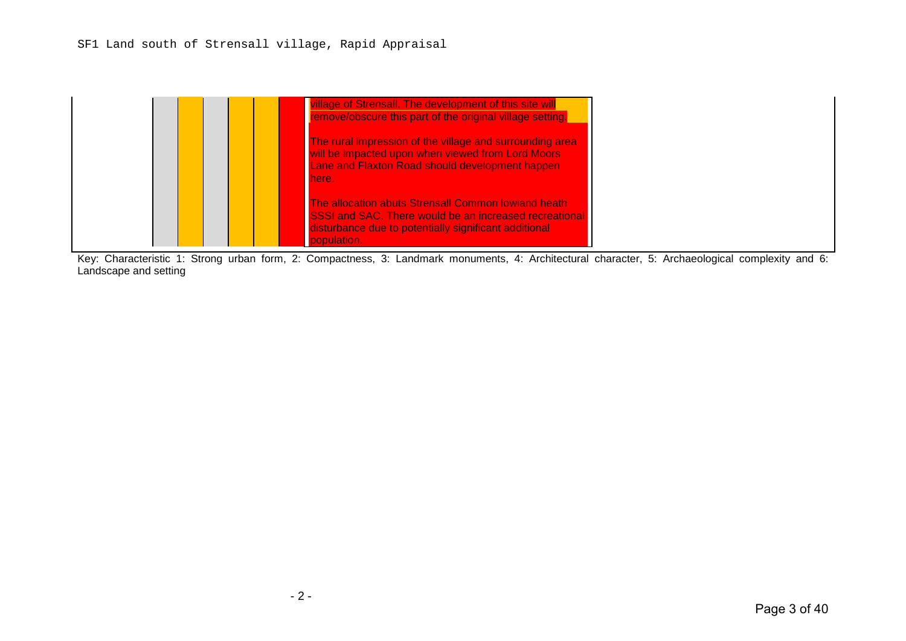SF1 Land south of Strensall village, Rapid Appraisal

| | 1 | 2 | 3 | 4 | 5 | 6 | |
|---|---|---|---|---|---|---|---|
| | | | | | | | village of Strensall. The development of this site will remove/obscure this part of the original village setting.<br><br>The rural impression of the village and surrounding area will be impacted upon when viewed from Lord Moors Lane and Flaxton Road should development happen here.<br><br>The allocation abuts Strensall Common lowland heath SSSI and SAC. There would be an increased recreational disturbance due to potentially significant additional population. |

Key: Characteristic 1: Strong urban form, 2: Compactness, 3: Landmark monuments, 4: Architectural character, 5: Archaeological complexity and 6: Landscape and setting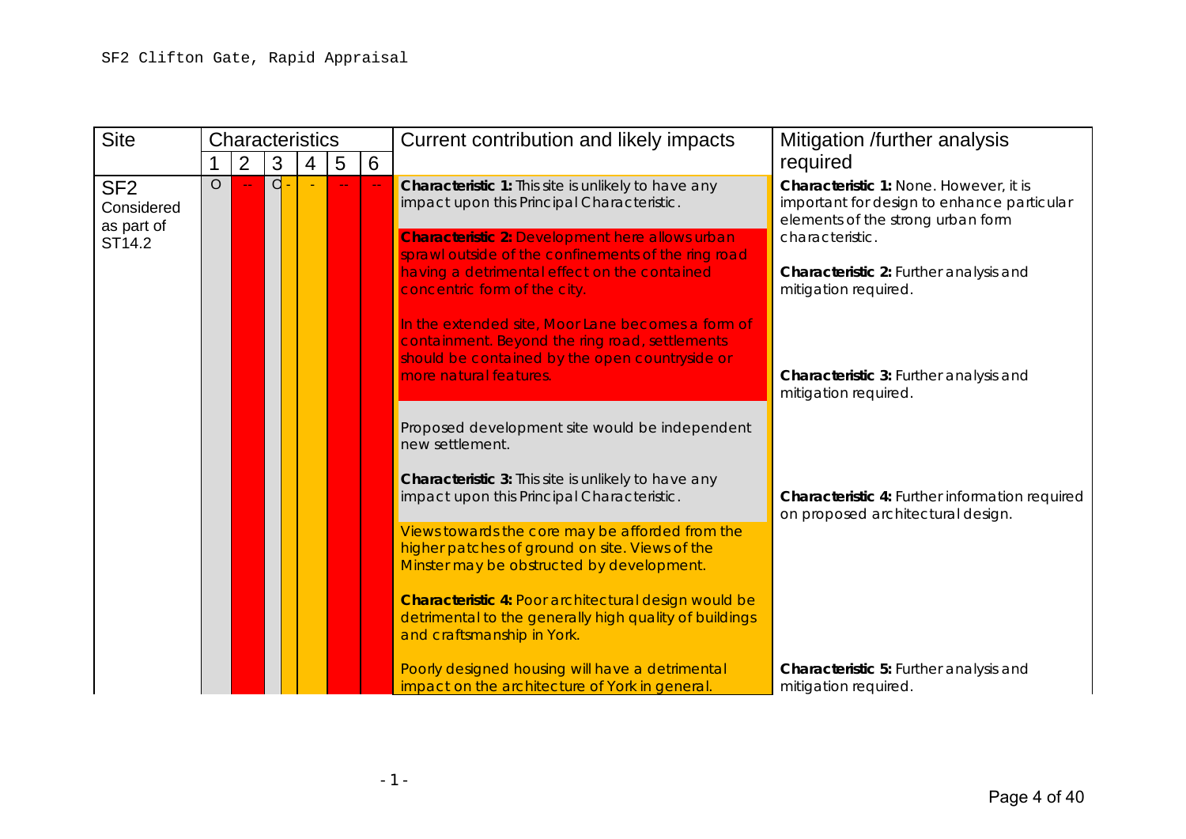SF2 Clifton Gate, Rapid Appraisal

| Site | Characteristics | | | | | | Current contribution and likely impacts | Mitigation /further analysis required |
|---|---|---|---|---|---|---|---|---|
| | 1 | 2 | 3 | 4 | 5 | 6 | | |
| SF2 Considered as part of ST14.2 | O | -- | O - | - | -- | -- | **Characteristic 1:** This site is unlikely to have any impact upon this Principal Characteristic.<br><br>**Characteristic 2:** Development here allows urban sprawl outside of the confinements of the ring road having a detrimental effect on the contained concentric form of the city.<br><br>In the extended site, Moor Lane becomes a form of containment. Beyond the ring road, settlements should be contained by the open countryside or more natural features.<br><br>Proposed development site would be independent new settlement.<br><br>**Characteristic 3:** This site is unlikely to have any impact upon this Principal Characteristic.<br><br>Views towards the core may be afforded from the higher patches of ground on site. Views of the Minster may be obstructed by development.<br><br>**Characteristic 4:** Poor architectural design would be detrimental to the generally high quality of buildings and craftsmanship in York.<br><br>Poorly designed housing will have a detrimental impact on the architecture of York in general. | **Characteristic 1:** None. However, it is important for design to enhance particular elements of the strong urban form characteristic.<br><br>**Characteristic 2:** Further analysis and mitigation required.<br><br>**Characteristic 3:** Further analysis and mitigation required.<br><br>**Characteristic 4:** Further information required on proposed architectural design.<br><br>**Characteristic 5:** Further analysis and mitigation required. |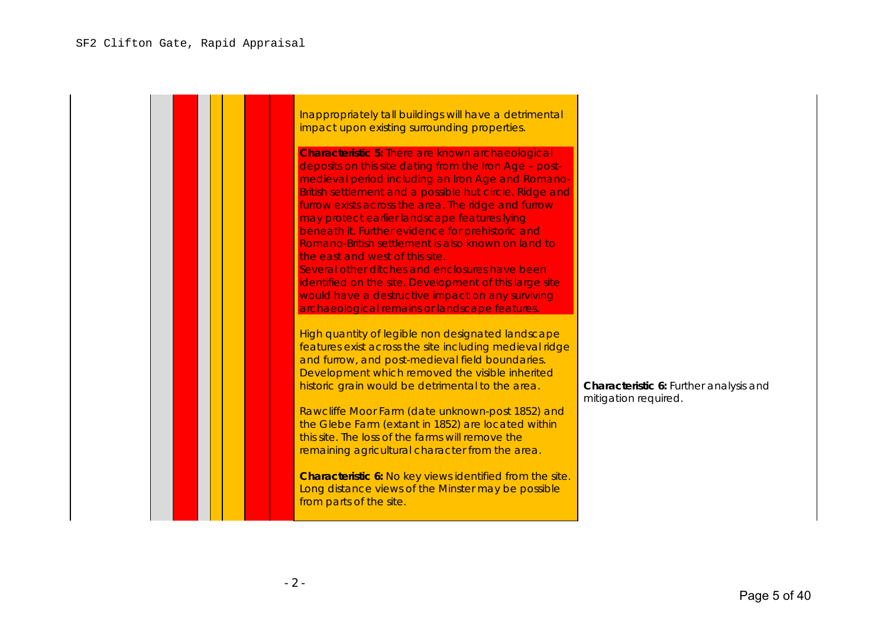SF2 Clifton Gate, Rapid Appraisal

| | | | | | | | | |
|---|---|---|---|---|---|---|---|---|
| | | | | | | | Inappropriately tall buildings will have a detrimental impact upon existing surrounding properties.<br><br>**Characteristic 5:** There are known archaeological deposits on this site dating from the Iron Age – post-medieval period including an Iron Age and Romano-British settlement and a possible hut circle. Ridge and furrow exists across the area. The ridge and furrow may protect earlier landscape features lying beneath it. Further evidence for prehistoric and Romano-British settlement is also known on land to the east and west of this site.<br>Several other ditches and enclosures have been identified on the site. Development of this large site would have a destructive impact on any surviving archaeological remains or landscape features.<br><br>High quantity of legible non designated landscape features exist across the site including medieval ridge and furrow, and post-medieval field boundaries. Development which removed the visible inherited historic grain would be detrimental to the area.<br><br>Rawcliffe Moor Farm (date unknown-post 1852) and the Glebe Farm (extant in 1852) are located within this site. The loss of the farms will remove the remaining agricultural character from the area.<br><br>**Characteristic 6:** No key views identified from the site. Long distance views of the Minster may be possible from parts of the site. | **Characteristic 6:** Further analysis and mitigation required. |

- 2 -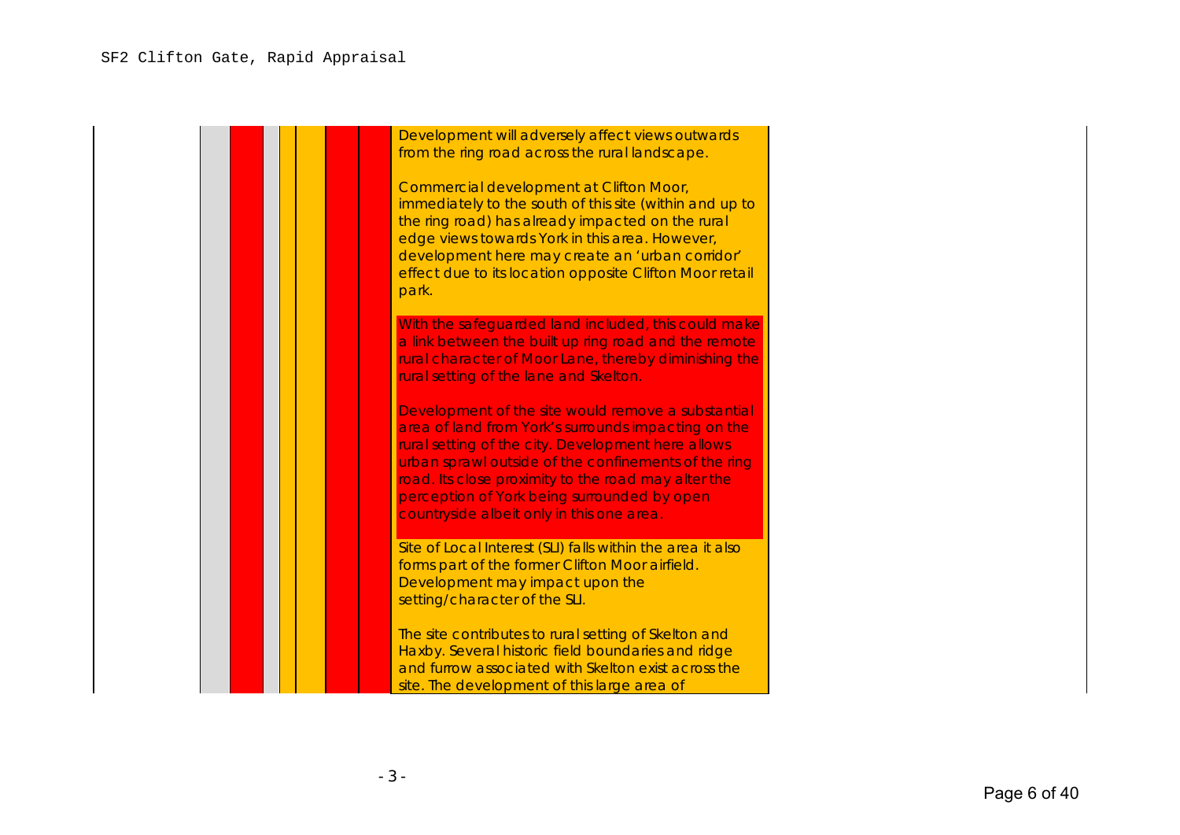SF2 Clifton Gate, Rapid Appraisal

| | | | | | | | |
|---|---|---|---|---|---|---|---|
| | | | | | | | Development will adversely affect views outwards from the ring road across the rural landscape.<br><br>Commercial development at Clifton Moor, immediately to the south of this site (within and up to the ring road) has already impacted on the rural edge views towards York in this area. However, development here may create an 'urban corridor' effect due to its location opposite Clifton Moor retail park.<br><br>With the safeguarded land included, this could make a link between the built up ring road and the remote rural character of Moor Lane, thereby diminishing the rural setting of the lane and Skelton.<br><br>Development of the site would remove a substantial area of land from York's surrounds impacting on the rural setting of the city. Development here allows urban sprawl outside of the confinements of the ring road. Its close proximity to the road may alter the perception of York being surrounded by open countryside albeit only in this one area.<br><br>Site of Local Interest (SLI) falls within the area it also forms part of the former Clifton Moor airfield. Development may impact upon the setting/character of the SLI.<br><br>The site contributes to rural setting of Skelton and Haxby. Several historic field boundaries and ridge and furrow associated with Skelton exist across the site. The development of this large area of |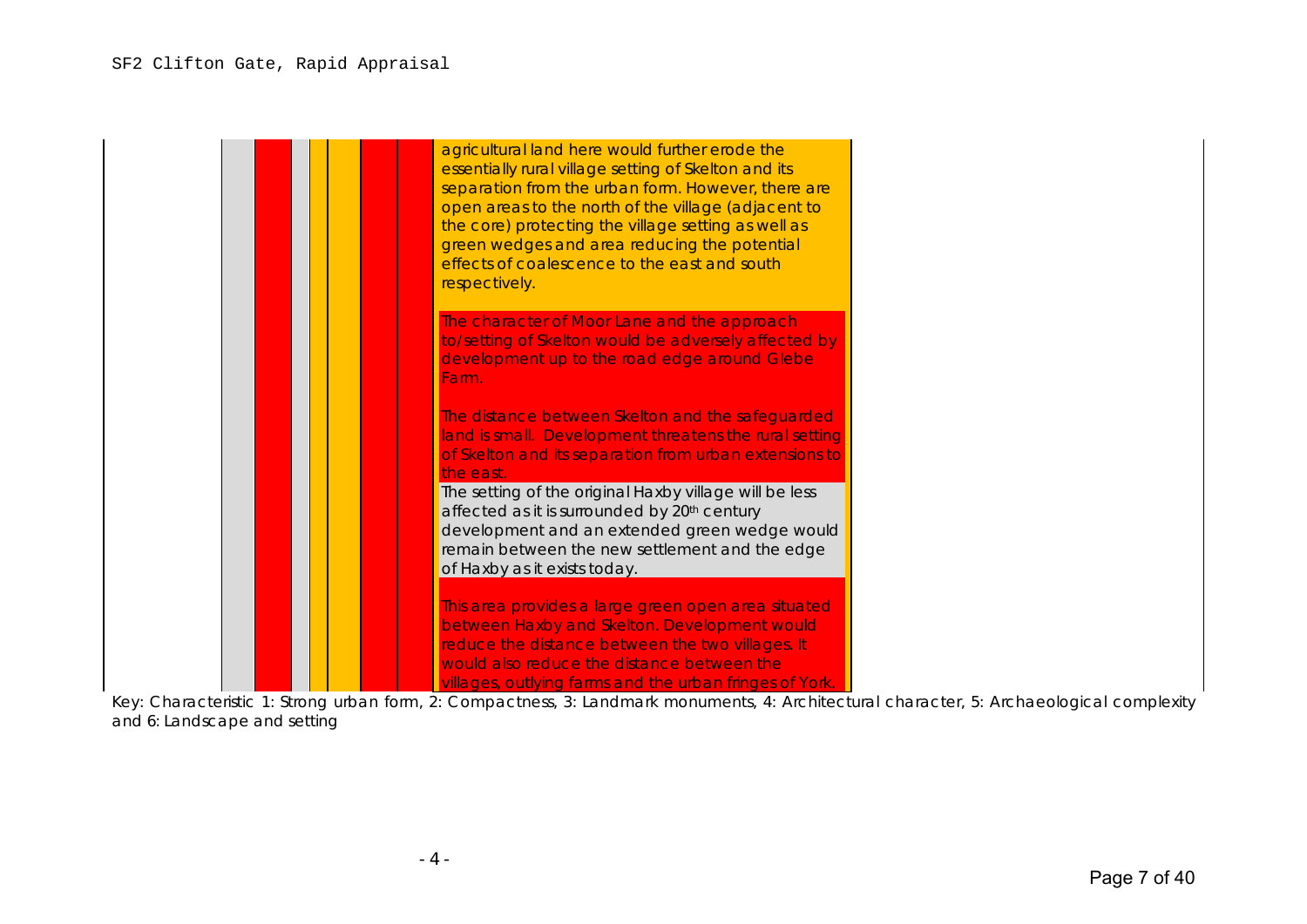SF2 Clifton Gate, Rapid Appraisal

| | 1 | 2 | 3 | 4 | 5 | 6 | |
|---|---|---|---|---|---|---|---|
| | | | | | | | agricultural land here would further erode the essentially rural village setting of Skelton and its separation from the urban form. However, there are open areas to the north of the village (adjacent to the core) protecting the village setting as well as green wedges and area reducing the potential effects of coalescence to the east and south respectively. |
| | | | | | | | The character of Moor Lane and the approach to/setting of Skelton would be adversely affected by development up to the road edge around Glebe Farm. |
| | | | | | | | The distance between Skelton and the safeguarded land is small. Development threatens the rural setting of Skelton and its separation from urban extensions to the east. |
| | | | | | | | The setting of the original Haxby village will be less affected as it is surrounded by 20th century development and an extended green wedge would remain between the new settlement and the edge of Haxby as it exists today. |
| | | | | | | | This area provides a large green open area situated between Haxby and Skelton. Development would reduce the distance between the two villages. It would also reduce the distance between the villages, outlying farms and the urban fringes of York. |

Key: Characteristic 1: Strong urban form, 2: Compactness, 3: Landmark monuments, 4: Architectural character, 5: Archaeological complexity and 6: Landscape and setting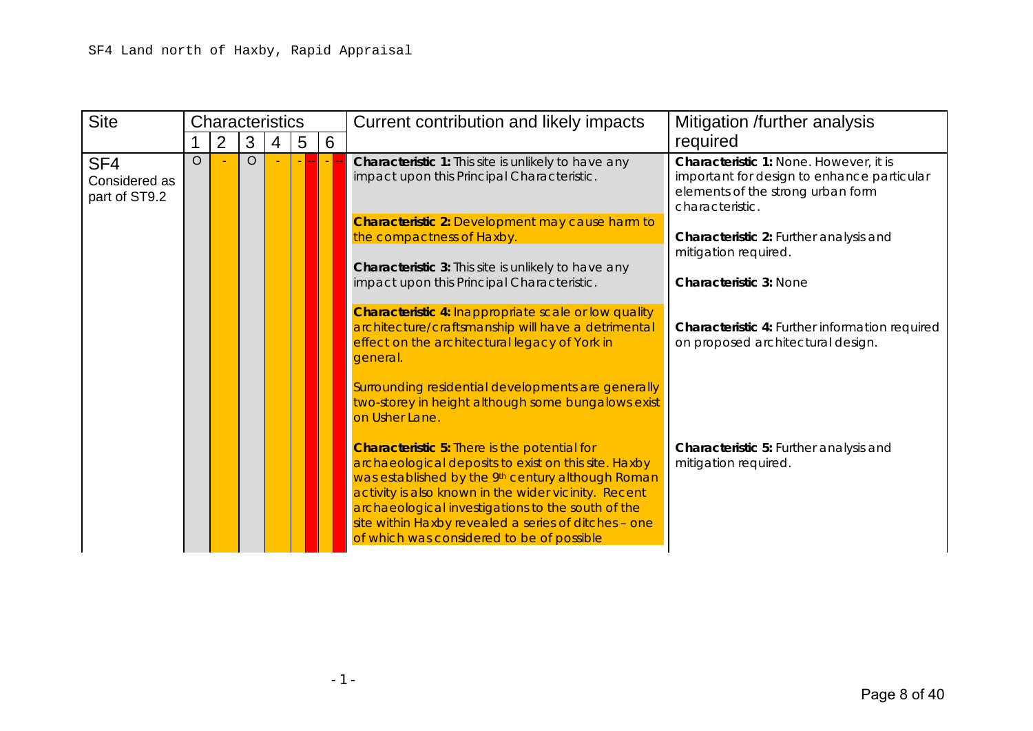SF4 Land north of Haxby, Rapid Appraisal

| Site | Characteristics | | | | | | Current contribution and likely impacts | Mitigation /further analysis required |
|---|---|---|---|---|---|---|---|---|
| | 1 | 2 | 3 | 4 | 5 | 6 | | |
| SF4 Considered as part of ST9.2 | O | - | O | - | - -- | - -- | **Characteristic 1:** This site is unlikely to have any impact upon this Principal Characteristic.<br><br>**Characteristic 2:** Development may cause harm to the compactness of Haxby.<br><br>**Characteristic 3:** This site is unlikely to have any impact upon this Principal Characteristic.<br><br>**Characteristic 4:** Inappropriate scale or low quality architecture/craftsmanship will have a detrimental effect on the architectural legacy of York in general.<br><br>Surrounding residential developments are generally two-storey in height although some bungalows exist on Usher Lane.<br><br>**Characteristic 5:** There is the potential for archaeological deposits to exist on this site. Haxby was established by the 9th century although Roman activity is also known in the wider vicinity. Recent archaeological investigations to the south of the site within Haxby revealed a series of ditches – one of which was considered to be of possible | **Characteristic 1:** None. However, it is important for design to enhance particular elements of the strong urban form characteristic.<br><br>**Characteristic 2:** Further analysis and mitigation required.<br><br>**Characteristic 3:** None<br><br>**Characteristic 4:** Further information required on proposed architectural design.<br><br>**Characteristic 5:** Further analysis and mitigation required. |

- 1 -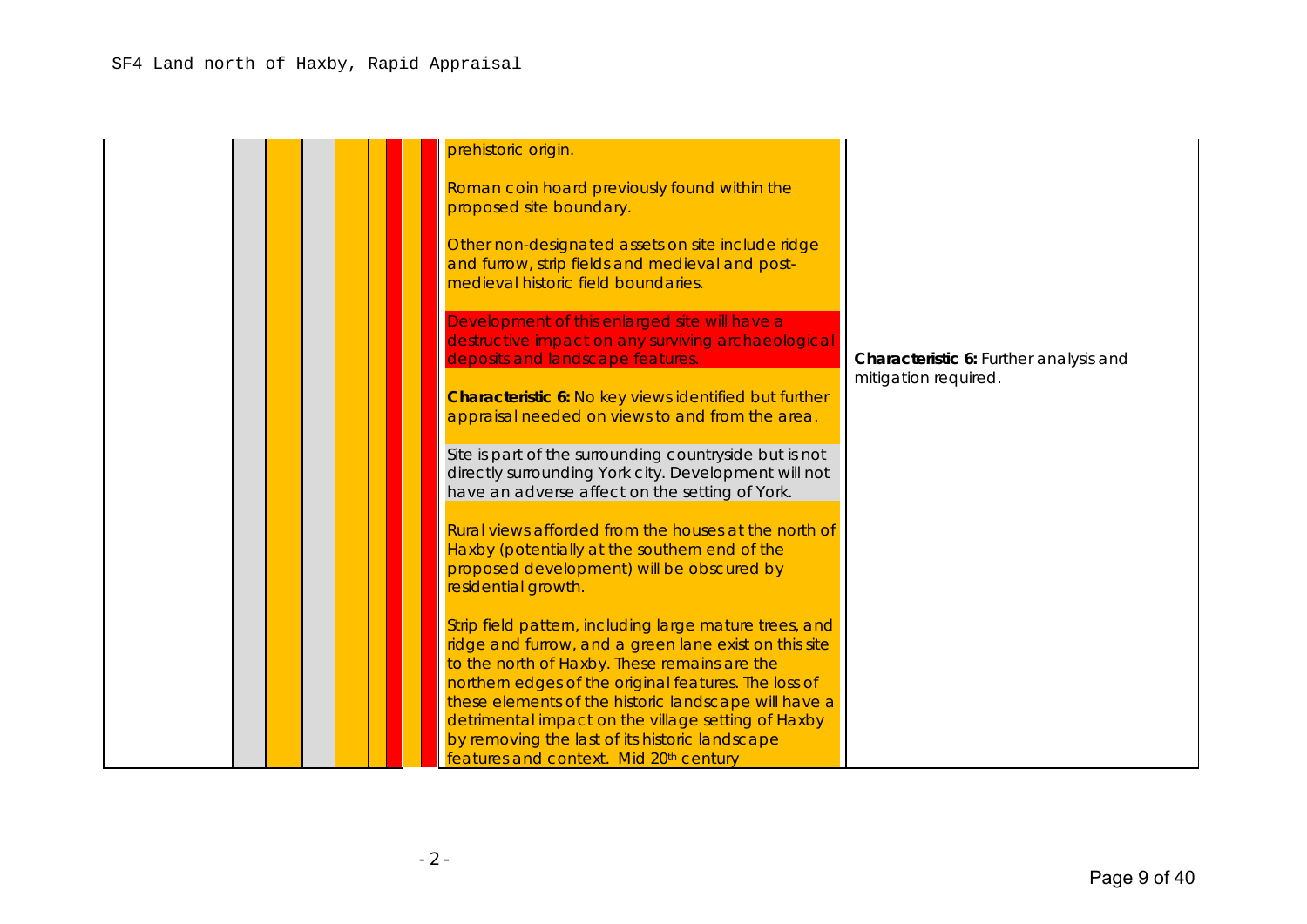| | | | | | | | | | | |
|---|---|---|---|---|---|---|---|---|---|---|
| | | | | | | | | | prehistoric origin.<br><br>Roman coin hoard previously found within the proposed site boundary.<br><br>Other non-designated assets on site include ridge and furrow, strip fields and medieval and post-medieval historic field boundaries.<br><br>Development of this enlarged site will have a destructive impact on any surviving archaeological deposits and landscape features.<br><br>**Characteristic 6:** No key views identified but further appraisal needed on views to and from the area.<br><br>Site is part of the surrounding countryside but is not directly surrounding York city. Development will not have an adverse affect on the setting of York.<br><br>Rural views afforded from the houses at the north of Haxby (potentially at the southern end of the proposed development) will be obscured by residential growth.<br><br>Strip field pattern, including large mature trees, and ridge and furrow, and a green lane exist on this site to the north of Haxby. These remains are the northern edges of the original features. The loss of these elements of the historic landscape will have a detrimental impact on the village setting of Haxby by removing the last of its historic landscape features and context. Mid 20th century | **Characteristic 6:** Further analysis and mitigation required. |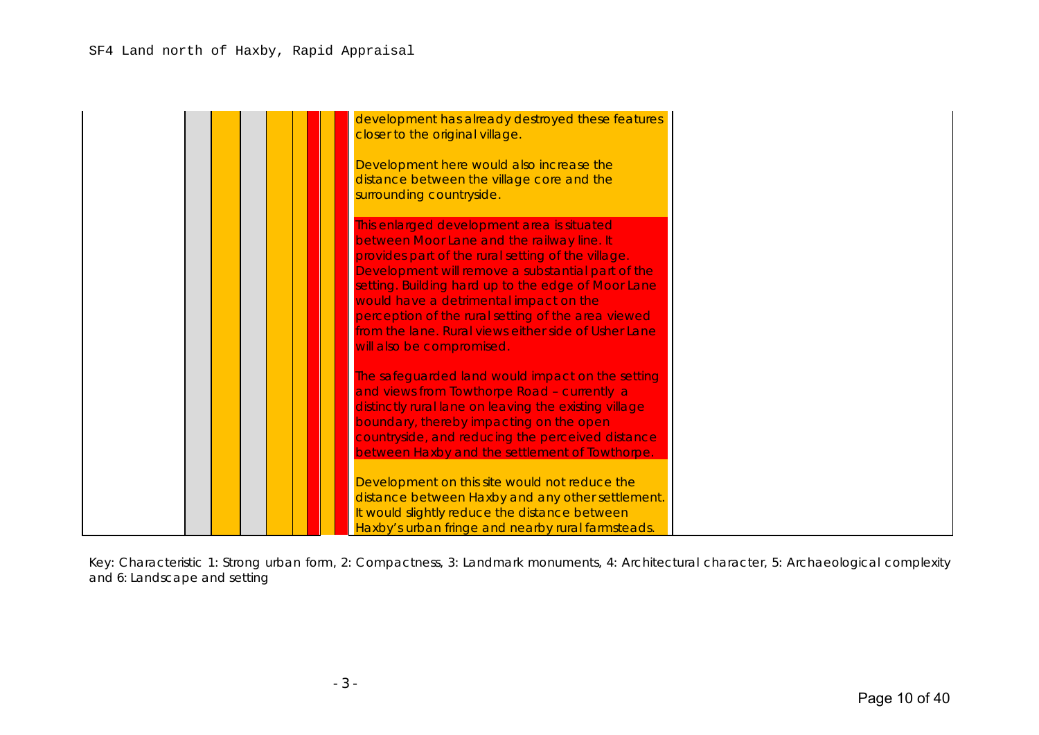SF4 Land north of Haxby, Rapid Appraisal

| | | | | | | | | |
|---|---|---|---|---|---|---|---|---|
| | | | | | | | development has already destroyed these features closer to the original village.<br><br>Development here would also increase the distance between the village core and the surrounding countryside.<br><br>This enlarged development area is situated between Moor Lane and the railway line. It provides part of the rural setting of the village. Development will remove a substantial part of the setting. Building hard up to the edge of Moor Lane would have a detrimental impact on the perception of the rural setting of the area viewed from the lane. Rural views either side of Usher Lane will also be compromised.<br><br>The safeguarded land would impact on the setting and views from Towthorpe Road – currently a distinctly rural lane on leaving the existing village boundary, thereby impacting on the open countryside, and reducing the perceived distance between Haxby and the settlement of Towthorpe.<br><br>Development on this site would not reduce the distance between Haxby and any other settlement. It would slightly reduce the distance between Haxby's urban fringe and nearby rural farmsteads. | |

Key: Characteristic 1: Strong urban form, 2: Compactness, 3: Landmark monuments, 4: Architectural character, 5: Archaeological complexity and 6: Landscape and setting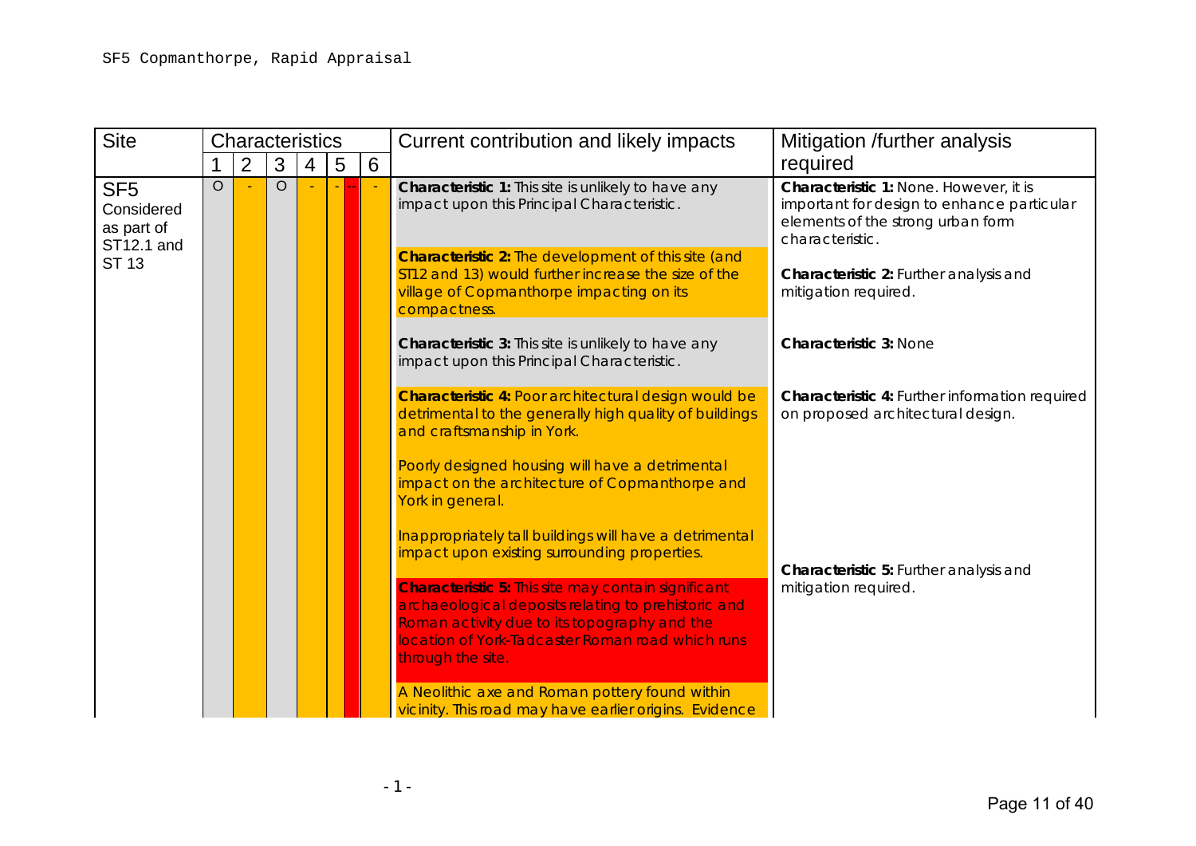SF5 Copmanthorpe, Rapid Appraisal

| Site | Characteristics | | | | | | Current contribution and likely impacts | Mitigation /further analysis required |
|---|---|---|---|---|---|---|---|---|
| | 1 | 2 | 3 | 4 | 5 | 6 | | |
| SF5 Considered as part of ST12.1 and ST 13 | O | - | O | - | - -- | - | **Characteristic 1:** This site is unlikely to have any impact upon this Principal Characteristic. | **Characteristic 1:** None. However, it is important for design to enhance particular elements of the strong urban form characteristic. |
| | | | | | | | **Characteristic 2:** The development of this site (and ST12 and 13) would further increase the size of the village of Copmanthorpe impacting on its compactness. | **Characteristic 2:** Further analysis and mitigation required. |
| | | | | | | | **Characteristic 3:** This site is unlikely to have any impact upon this Principal Characteristic. | **Characteristic 3:** None |
| | | | | | | | **Characteristic 4:** Poor architectural design would be detrimental to the generally high quality of buildings and craftsmanship in York.<br><br>Poorly designed housing will have a detrimental impact on the architecture of Copmanthorpe and York in general.<br><br>Inappropriately tall buildings will have a detrimental impact upon existing surrounding properties. | **Characteristic 4:** Further information required on proposed architectural design. |
| | | | | | | | **Characteristic 5:** This site may contain significant archaeological deposits relating to prehistoric and Roman activity due to its topography and the location of York-Tadcaster Roman road which runs through the site.<br><br>A Neolithic axe and Roman pottery found within vicinity. This road may have earlier origins. Evidence | **Characteristic 5:** Further analysis and mitigation required. |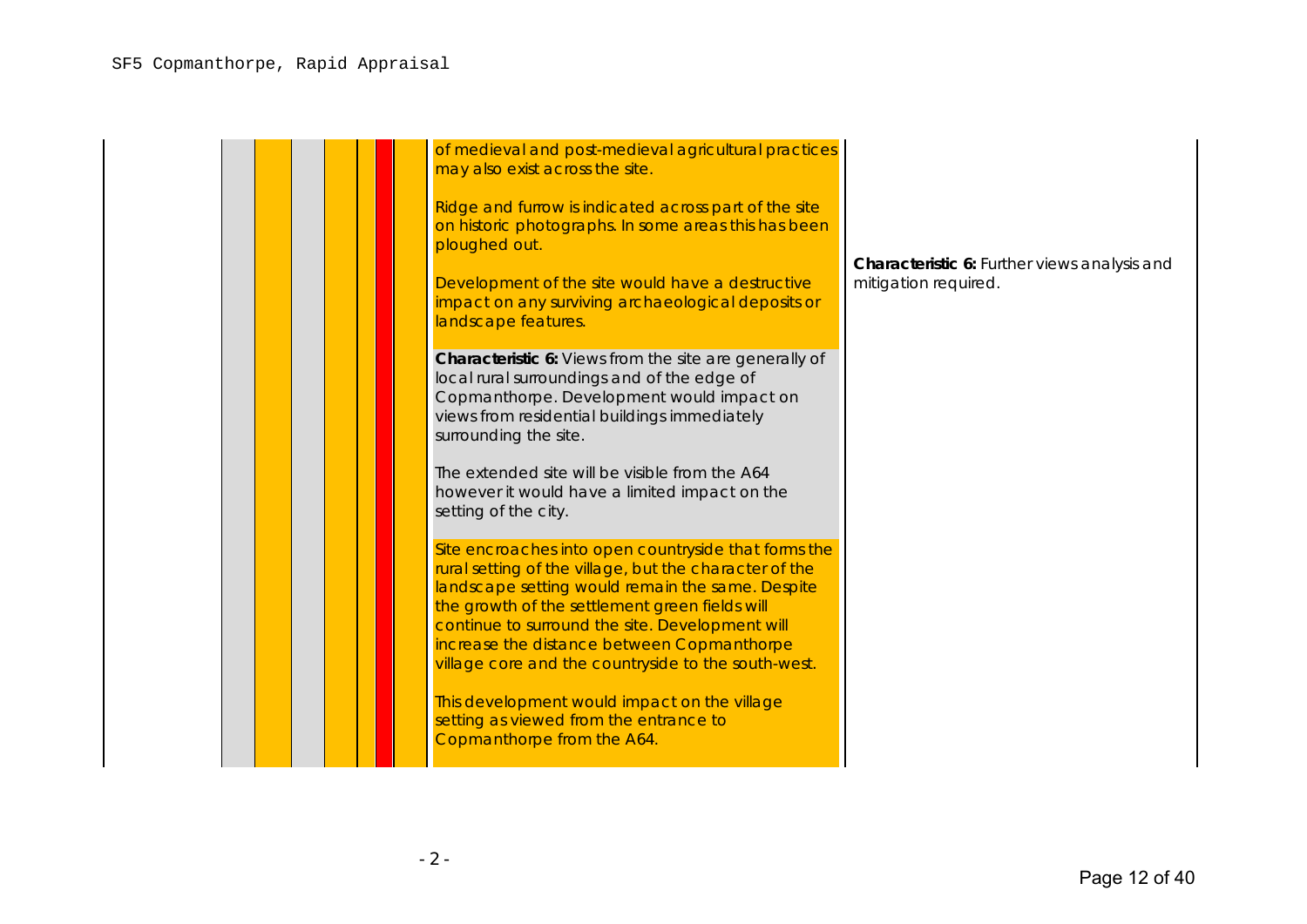| | | | | | | | | Assessment | Comments |
|---|---|---|---|---|---|---|---|---|---|
| | | | | | | | | of medieval and post-medieval agricultural practices may also exist across the site.<br><br>Ridge and furrow is indicated across part of the site on historic photographs. In some areas this has been ploughed out.<br><br>Development of the site would have a destructive impact on any surviving archaeological deposits or landscape features. | **Characteristic 6:** Further views analysis and mitigation required. |
| | | | | | | | | **Characteristic 6:** Views from the site are generally of local rural surroundings and of the edge of Copmanthorpe. Development would impact on views from residential buildings immediately surrounding the site.<br><br>The extended site will be visible from the A64 however it would have a limited impact on the setting of the city. | |
| | | | | | | | | Site encroaches into open countryside that forms the rural setting of the village, but the character of the landscape setting would remain the same. Despite the growth of the settlement green fields will continue to surround the site. Development will increase the distance between Copmanthorpe village core and the countryside to the south-west.<br><br>This development would impact on the village setting as viewed from the entrance to Copmanthorpe from the A64. | |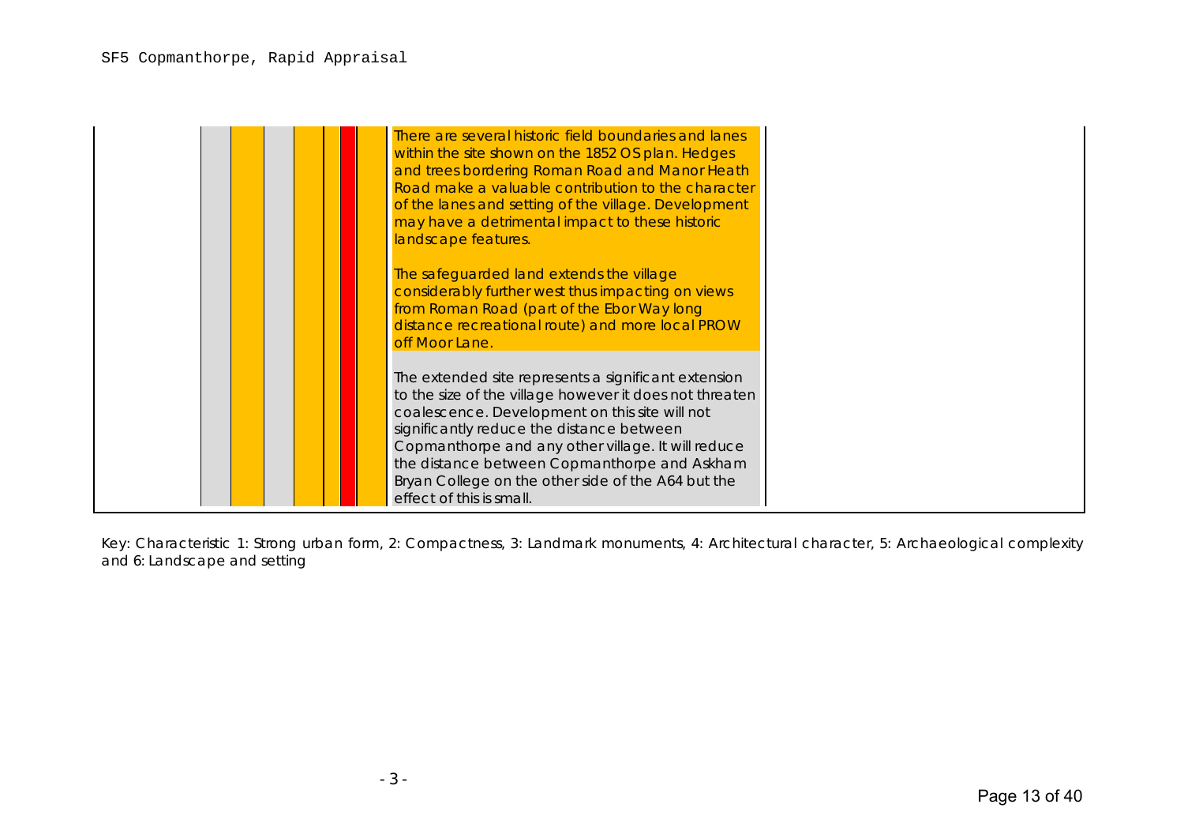SF5 Copmanthorpe, Rapid Appraisal

| | | | | | | | | |
|---|---|---|---|---|---|---|---|---|
| | | | | | | | There are several historic field boundaries and lanes within the site shown on the 1852 OS plan. Hedges and trees bordering Roman Road and Manor Heath Road make a valuable contribution to the character of the lanes and setting of the village. Development may have a detrimental impact to these historic landscape features.<br><br>The safeguarded land extends the village considerably further west thus impacting on views from Roman Road (part of the Ebor Way long distance recreational route) and more local PROW off Moor Lane. | |
| | | | | | | | The extended site represents a significant extension to the size of the village however it does not threaten coalescence. Development on this site will not significantly reduce the distance between Copmanthorpe and any other village. It will reduce the distance between Copmanthorpe and Askham Bryan College on the other side of the A64 but the effect of this is small. | |

Key: Characteristic 1: Strong urban form, 2: Compactness, 3: Landmark monuments, 4: Architectural character, 5: Archaeological complexity and 6: Landscape and setting

- 3 -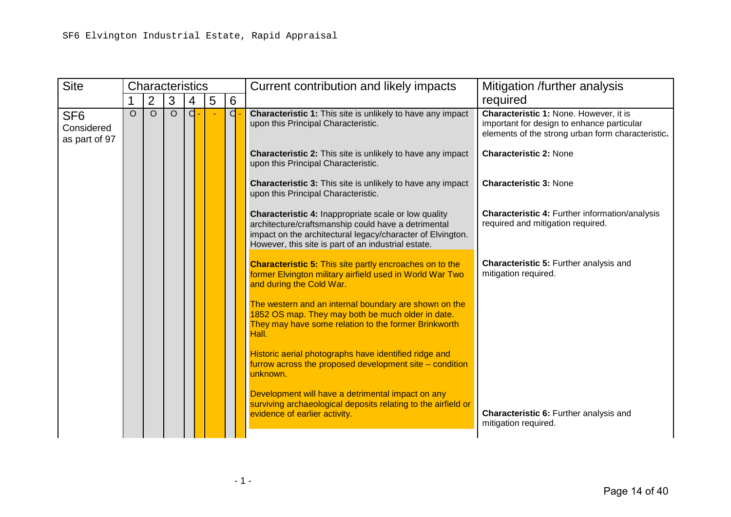SF6 Elvington Industrial Estate, Rapid Appraisal

| Site | Characteristics | | | | | | Current contribution and likely impacts | Mitigation /further analysis required |
|---|---|---|---|---|---|---|---|---|
| | 1 | 2 | 3 | 4 | 5 | 6 | | |
| SF6 Considered as part of 97 | O | O | O | O - | - | O - | **Characteristic 1:** This site is unlikely to have any impact upon this Principal Characteristic. | **Characteristic 1:** None. However, it is important for design to enhance particular elements of the strong urban form characteristic**.** |
| | | | | | | | **Characteristic 2:** This site is unlikely to have any impact upon this Principal Characteristic. | **Characteristic 2:** None |
| | | | | | | | **Characteristic 3:** This site is unlikely to have any impact upon this Principal Characteristic. | **Characteristic 3:** None |
| | | | | | | | **Characteristic 4:** Inappropriate scale or low quality architecture/craftsmanship could have a detrimental impact on the architectural legacy/character of Elvington. However, this site is part of an industrial estate. | **Characteristic 4:** Further information/analysis required and mitigation required. |
| | | | | | | | **Characteristic 5:** This site partly encroaches on to the former Elvington military airfield used in World War Two and during the Cold War.<br><br>The western and an internal boundary are shown on the 1852 OS map. They may both be much older in date. They may have some relation to the former Brinkworth Hall.<br><br>Historic aerial photographs have identified ridge and furrow across the proposed development site – condition unknown.<br><br>Development will have a detrimental impact on any surviving archaeological deposits relating to the airfield or evidence of earlier activity. | **Characteristic 5:** Further analysis and mitigation required.<br><br>**Characteristic 6:** Further analysis and mitigation required. |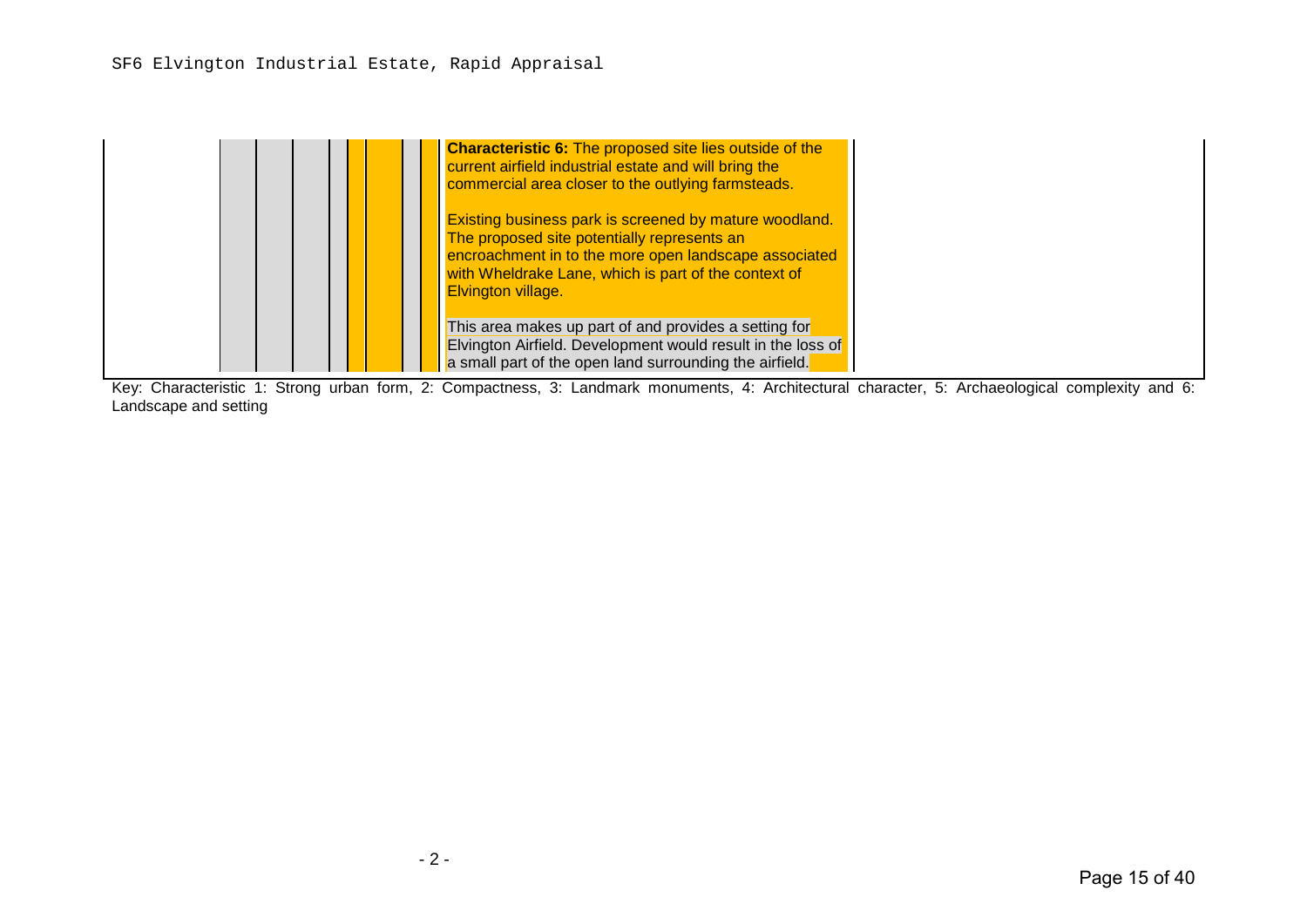SF6 Elvington Industrial Estate, Rapid Appraisal

| | | | | | | | | | |
|---|---|---|---|---|---|---|---|---|---|
| | | | | | | | | **Characteristic 6:** The proposed site lies outside of the current airfield industrial estate and will bring the commercial area closer to the outlying farmsteads.<br><br>Existing business park is screened by mature woodland. The proposed site potentially represents an encroachment in to the more open landscape associated with Wheldrake Lane, which is part of the context of Elvington village.<br><br>This area makes up part of and provides a setting for Elvington Airfield. Development would result in the loss of a small part of the open land surrounding the airfield. | |

Key: Characteristic 1: Strong urban form, 2: Compactness, 3: Landmark monuments, 4: Architectural character, 5: Archaeological complexity and 6: Landscape and setting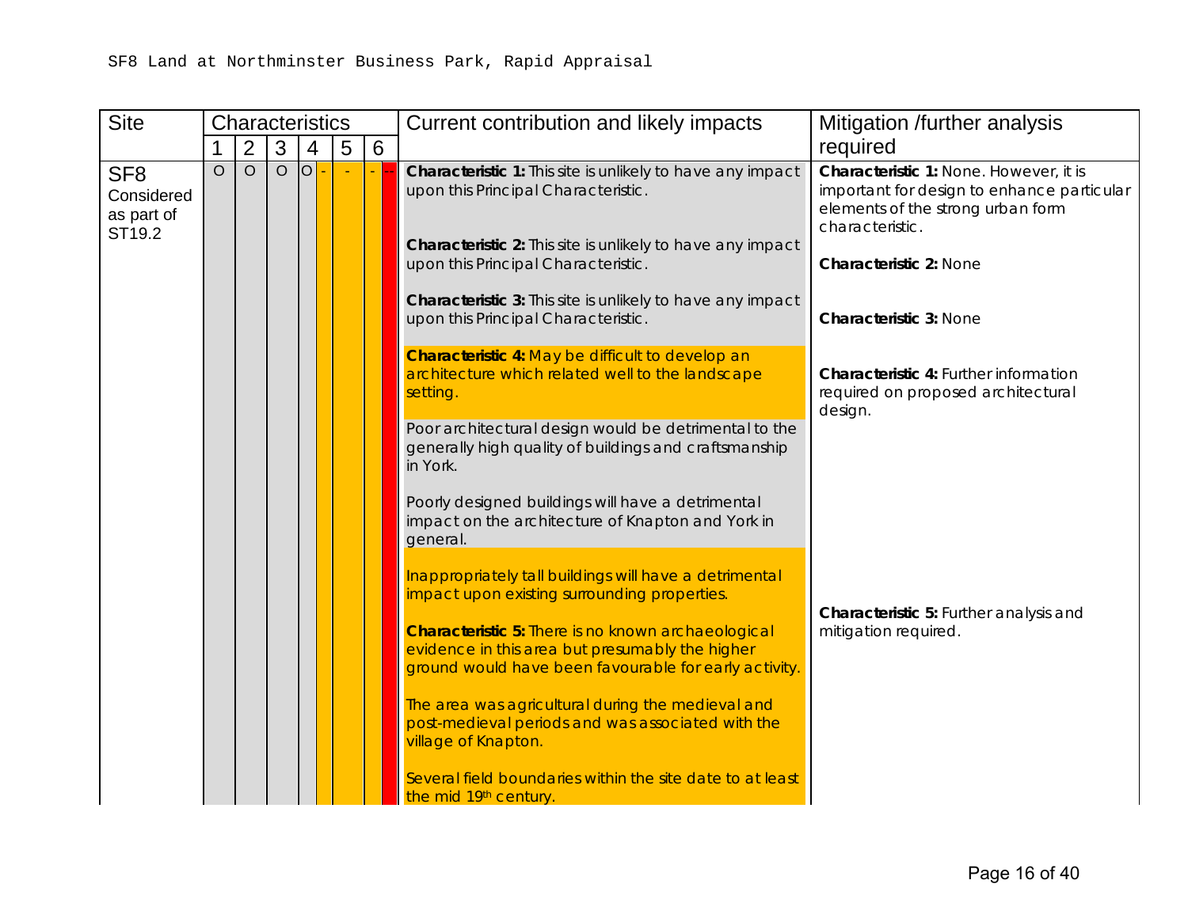SF8 Land at Northminster Business Park, Rapid Appraisal

| Site | Characteristics | | | | | | Current contribution and likely impacts | Mitigation /further analysis required |
|---|---|---|---|---|---|---|---|---|
| | 1 | 2 | 3 | 4 | 5 | 6 | | |
| SF8 Considered as part of ST19.2 | O | O | O | O / - | - | - / -- | **Characteristic 1:** This site is unlikely to have any impact upon this Principal Characteristic.<br><br>**Characteristic 2:** This site is unlikely to have any impact upon this Principal Characteristic.<br><br>**Characteristic 3:** This site is unlikely to have any impact upon this Principal Characteristic.<br><br>**Characteristic 4:** May be difficult to develop an architecture which related well to the landscape setting.<br><br>Poor architectural design would be detrimental to the generally high quality of buildings and craftsmanship in York.<br><br>Poorly designed buildings will have a detrimental impact on the architecture of Knapton and York in general.<br><br>Inappropriately tall buildings will have a detrimental impact upon existing surrounding properties.<br><br>**Characteristic 5:** There is no known archaeological evidence in this area but presumably the higher ground would have been favourable for early activity.<br><br>The area was agricultural during the medieval and post-medieval periods and was associated with the village of Knapton.<br><br>Several field boundaries within the site date to at least the mid 19th century. | **Characteristic 1:** None. However, it is important for design to enhance particular elements of the strong urban form characteristic.<br><br>**Characteristic 2:** None<br><br>**Characteristic 3:** None<br><br>**Characteristic 4:** Further information required on proposed architectural design.<br><br>**Characteristic 5:** Further analysis and mitigation required. |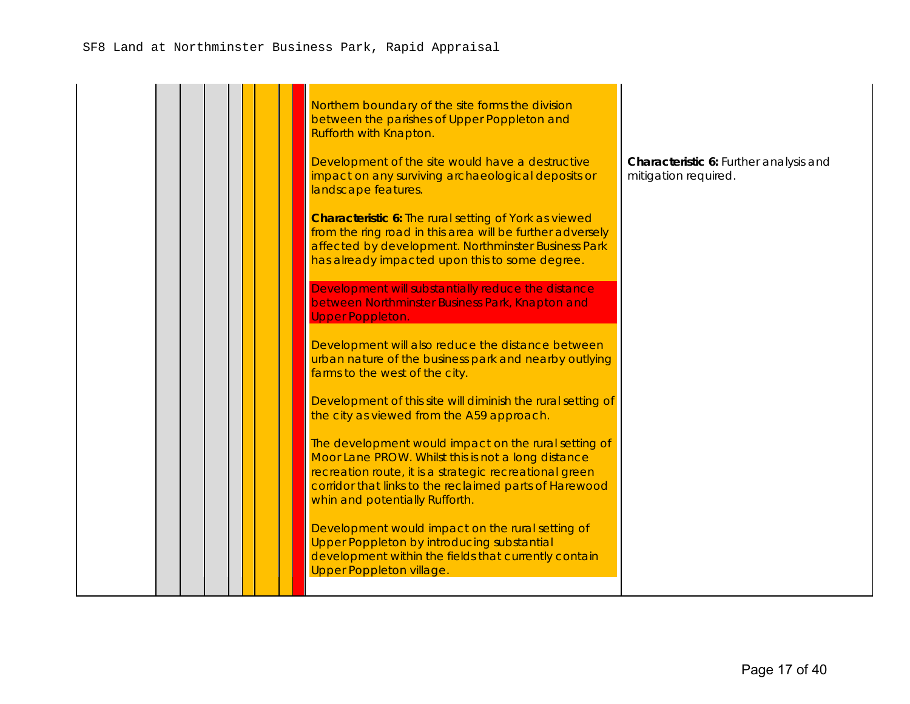SF8 Land at Northminster Business Park, Rapid Appraisal

| | | | | | | | | | Assessment | Comments |
|---|---|---|---|---|---|---|---|---|---|---|
| | | | | | | | | | Northern boundary of the site forms the division between the parishes of Upper Poppleton and Rufforth with Knapton.<br><br>Development of the site would have a destructive impact on any surviving archaeological deposits or landscape features.<br><br>**Characteristic 6:** The rural setting of York as viewed from the ring road in this area will be further adversely affected by development. Northminster Business Park has already impacted upon this to some degree.<br><br>Development will substantially reduce the distance between Northminster Business Park, Knapton and Upper Poppleton.<br><br>Development will also reduce the distance between urban nature of the business park and nearby outlying farms to the west of the city.<br><br>Development of this site will diminish the rural setting of the city as viewed from the A59 approach.<br><br>The development would impact on the rural setting of Moor Lane PROW. Whilst this is not a long distance recreation route, it is a strategic recreational green corridor that links to the reclaimed parts of Harewood whin and potentially Rufforth.<br><br>Development would impact on the rural setting of Upper Poppleton by introducing substantial development within the fields that currently contain Upper Poppleton village. | **Characteristic 6:** Further analysis and mitigation required. |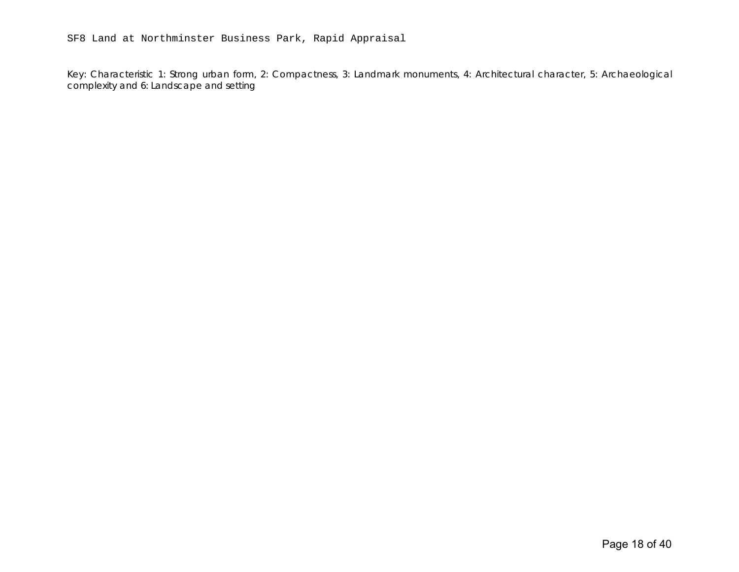SF8 Land at Northminster Business Park, Rapid Appraisal

Key: Characteristic 1: Strong urban form, 2: Compactness, 3: Landmark monuments, 4: Architectural character, 5: Archaeological complexity and 6: Landscape and setting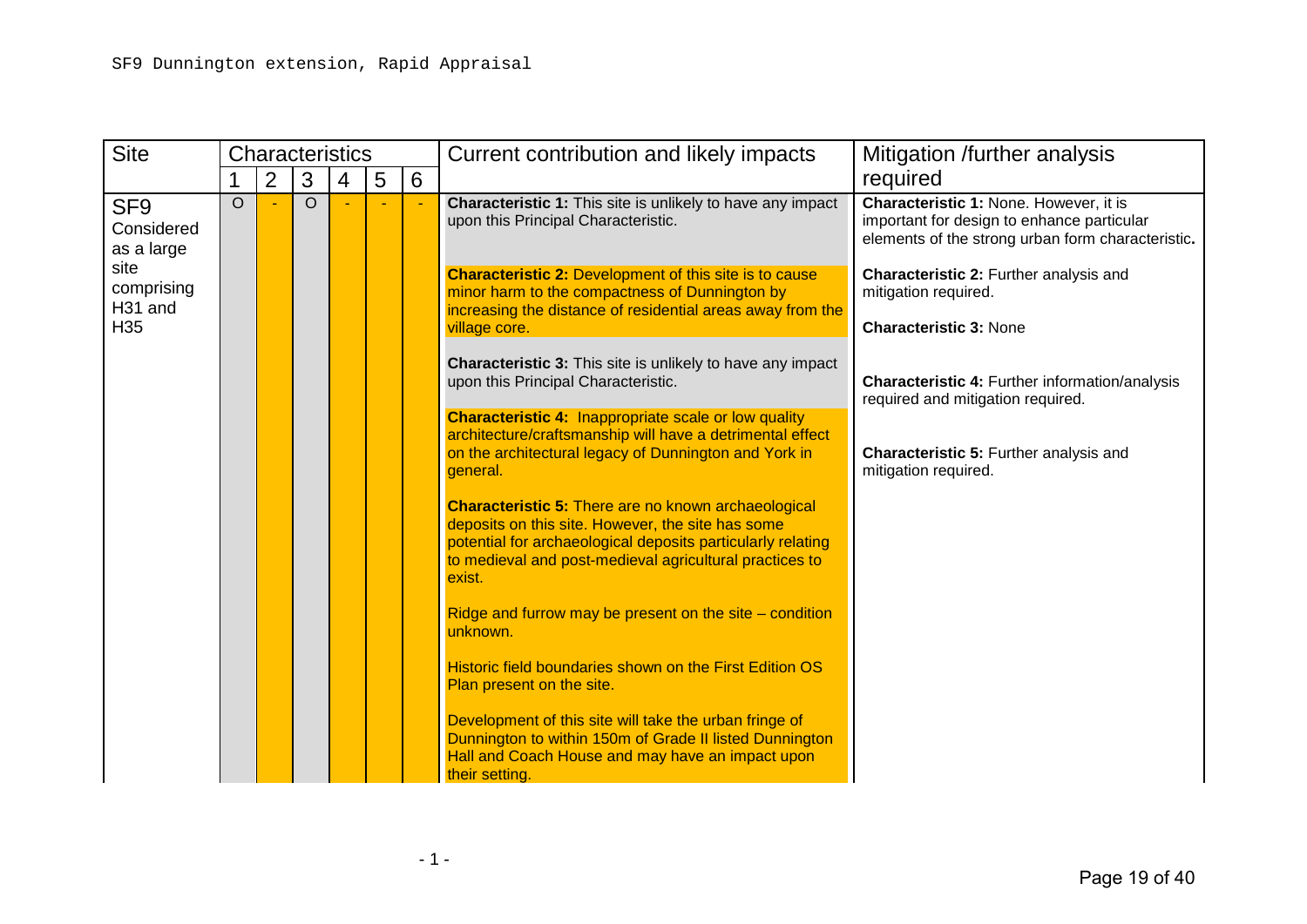SF9 Dunnington extension, Rapid Appraisal

| Site | Characteristics | | | | | | Current contribution and likely impacts | Mitigation /further analysis required |
|---|---|---|---|---|---|---|---|---|
| | 1 | 2 | 3 | 4 | 5 | 6 | | |
| SF9 Considered as a large site comprising H31 and H35 | O | - | O | - | - | - | **Characteristic 1:** This site is unlikely to have any impact upon this Principal Characteristic.<br><br>**Characteristic 2:** Development of this site is to cause minor harm to the compactness of Dunnington by increasing the distance of residential areas away from the village core.<br><br>**Characteristic 3:** This site is unlikely to have any impact upon this Principal Characteristic.<br><br>**Characteristic 4:** Inappropriate scale or low quality architecture/craftsmanship will have a detrimental effect on the architectural legacy of Dunnington and York in general.<br><br>**Characteristic 5:** There are no known archaeological deposits on this site. However, the site has some potential for archaeological deposits particularly relating to medieval and post-medieval agricultural practices to exist.<br><br>Ridge and furrow may be present on the site – condition unknown.<br><br>Historic field boundaries shown on the First Edition OS Plan present on the site.<br><br>Development of this site will take the urban fringe of Dunnington to within 150m of Grade II listed Dunnington Hall and Coach House and may have an impact upon their setting. | **Characteristic 1:** None. However, it is important for design to enhance particular elements of the strong urban form characteristic.<br><br>**Characteristic 2:** Further analysis and mitigation required.<br><br>**Characteristic 3:** None<br><br>**Characteristic 4:** Further information/analysis required and mitigation required.<br><br>**Characteristic 5:** Further analysis and mitigation required. |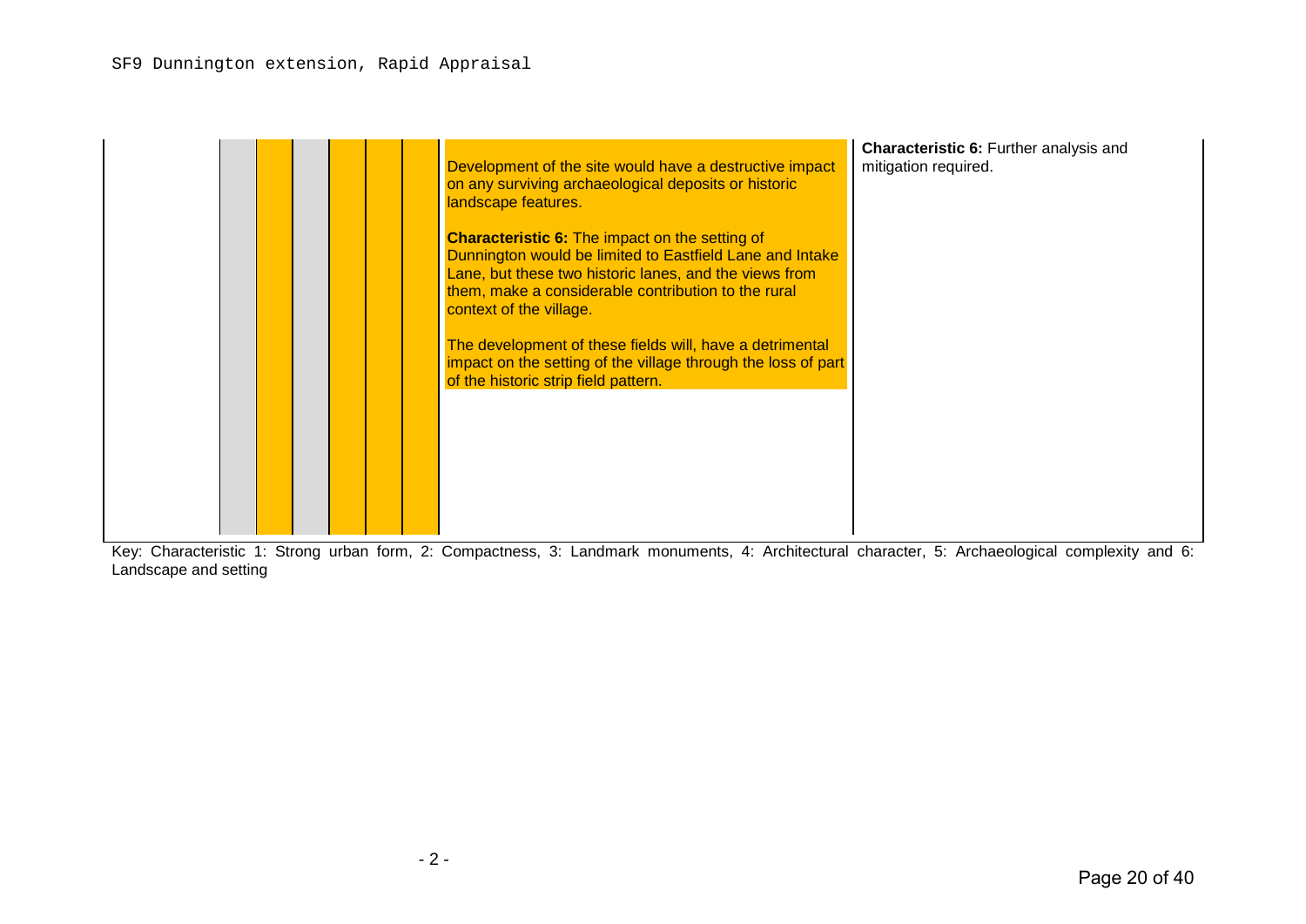SF9 Dunnington extension, Rapid Appraisal

| | 1 | 2 | 3 | 4 | 5 | 6 | | |
|---|---|---|---|---|---|---|---|---|
| | | | | | | | Development of the site would have a destructive impact on any surviving archaeological deposits or historic landscape features.<br><br>**Characteristic 6:** The impact on the setting of Dunnington would be limited to Eastfield Lane and Intake Lane, but these two historic lanes, and the views from them, make a considerable contribution to the rural context of the village.<br><br>The development of these fields will, have a detrimental impact on the setting of the village through the loss of part of the historic strip field pattern. | **Characteristic 6:** Further analysis and mitigation required. |

Key: Characteristic 1: Strong urban form, 2: Compactness, 3: Landmark monuments, 4: Architectural character, 5: Archaeological complexity and 6: Landscape and setting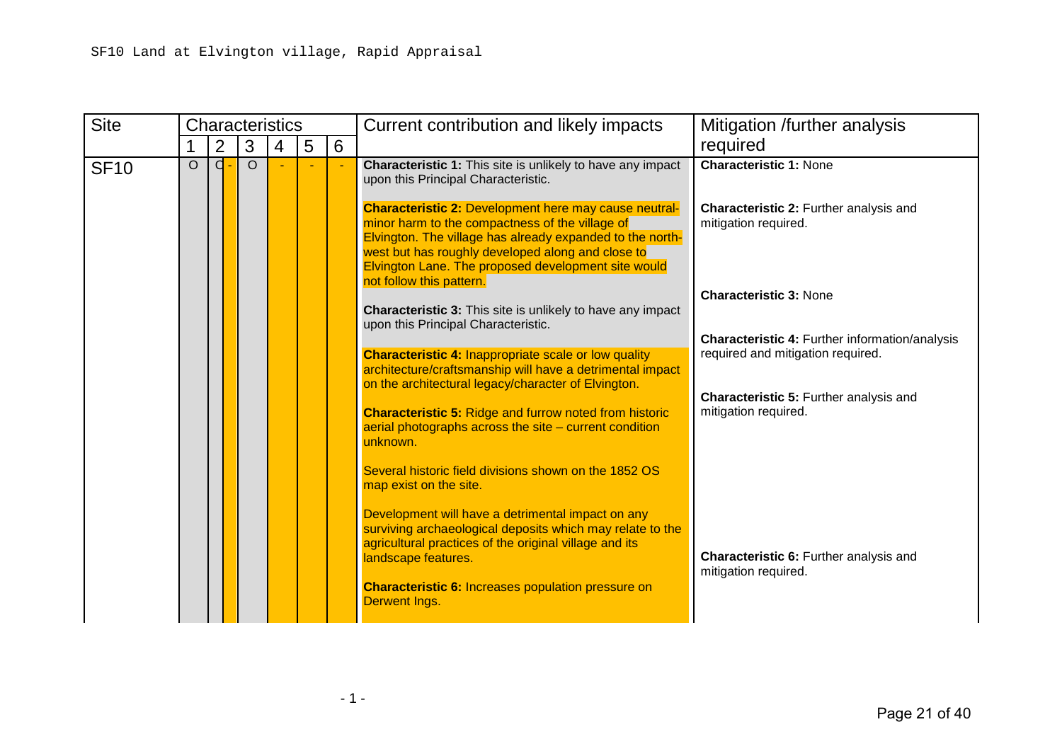SF10 Land at Elvington village, Rapid Appraisal

| Site | Characteristics | | | | | | Current contribution and likely impacts | Mitigation /further analysis required |
|---|---|---|---|---|---|---|---|---|
| | 1 | 2 | 3 | 4 | 5 | 6 | | |
| SF10 | O | O - | O | - | - | - | **Characteristic 1:** This site is unlikely to have any impact upon this Principal Characteristic.<br><br>**Characteristic 2:** Development here may cause neutral-minor harm to the compactness of the village of Elvington. The village has already expanded to the north-west but has roughly developed along and close to Elvington Lane. The proposed development site would not follow this pattern.<br><br>**Characteristic 3:** This site is unlikely to have any impact upon this Principal Characteristic.<br><br>**Characteristic 4:** Inappropriate scale or low quality architecture/craftsmanship will have a detrimental impact on the architectural legacy/character of Elvington.<br><br>**Characteristic 5:** Ridge and furrow noted from historic aerial photographs across the site – current condition unknown.<br><br>Several historic field divisions shown on the 1852 OS map exist on the site.<br><br>Development will have a detrimental impact on any surviving archaeological deposits which may relate to the agricultural practices of the original village and its landscape features.<br><br>**Characteristic 6:** Increases population pressure on Derwent Ings. | **Characteristic 1:** None<br><br>**Characteristic 2:** Further analysis and mitigation required.<br><br>**Characteristic 3:** None<br><br>**Characteristic 4:** Further information/analysis required and mitigation required.<br><br>**Characteristic 5:** Further analysis and mitigation required.<br><br>**Characteristic 6:** Further analysis and mitigation required. |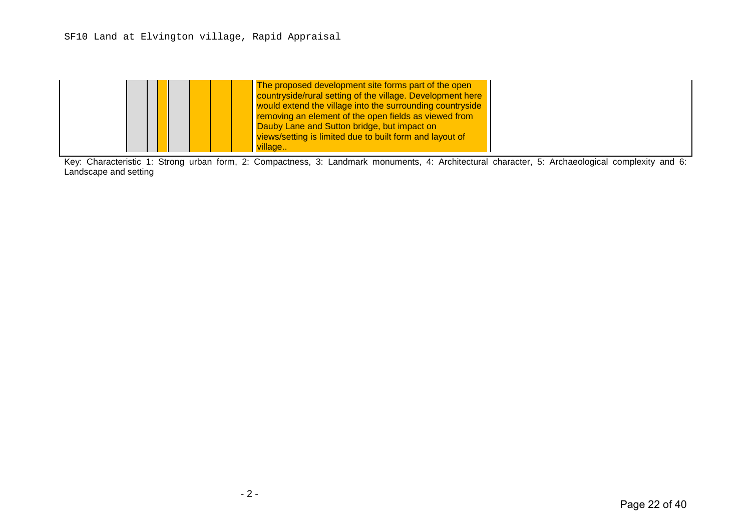SF10 Land at Elvington village, Rapid Appraisal

| | | | | | | | | |
|---|---|---|---|---|---|---|---|---|
| | | | | | | | The proposed development site forms part of the open countryside/rural setting of the village. Development here would extend the village into the surrounding countryside removing an element of the open fields as viewed from Dauby Lane and Sutton bridge, but impact on views/setting is limited due to built form and layout of village.. | |

Key: Characteristic 1: Strong urban form, 2: Compactness, 3: Landmark monuments, 4: Architectural character, 5: Archaeological complexity and 6: Landscape and setting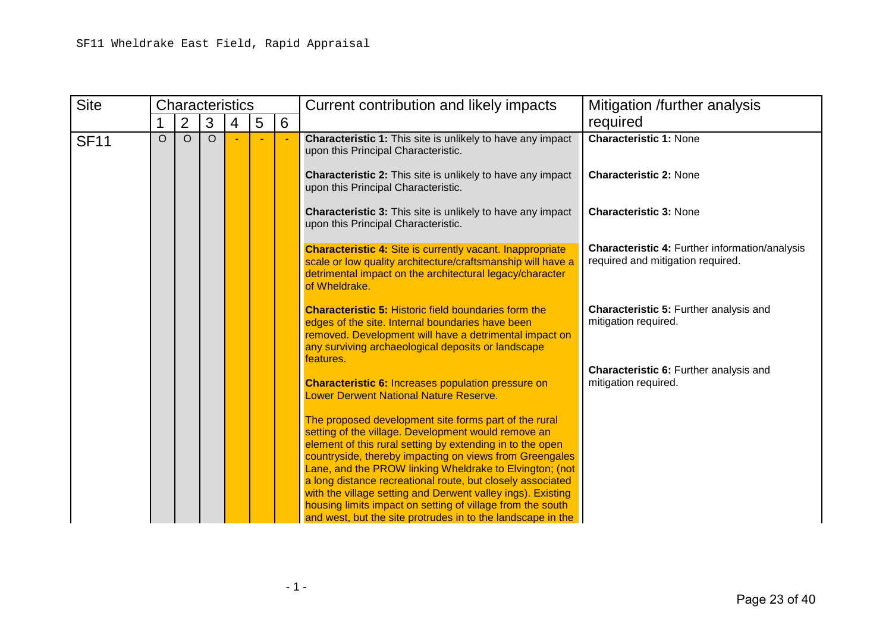SF11 Wheldrake East Field, Rapid Appraisal

| Site | Characteristics | | | | | | Current contribution and likely impacts | Mitigation /further analysis required |
|---|---|---|---|---|---|---|---|---|
| | 1 | 2 | 3 | 4 | 5 | 6 | | |
| SF11 | O | O | O | - | - | - | **Characteristic 1:** This site is unlikely to have any impact upon this Principal Characteristic.<br><br>**Characteristic 2:** This site is unlikely to have any impact upon this Principal Characteristic.<br><br>**Characteristic 3:** This site is unlikely to have any impact upon this Principal Characteristic.<br><br>**Characteristic 4:** Site is currently vacant. Inappropriate scale or low quality architecture/craftsmanship will have a detrimental impact on the architectural legacy/character of Wheldrake.<br><br>**Characteristic 5:** Historic field boundaries form the edges of the site. Internal boundaries have been removed. Development will have a detrimental impact on any surviving archaeological deposits or landscape features.<br><br>**Characteristic 6:** Increases population pressure on Lower Derwent National Nature Reserve.<br><br>The proposed development site forms part of the rural setting of the village. Development would remove an element of this rural setting by extending in to the open countryside, thereby impacting on views from Greengales Lane, and the PROW linking Wheldrake to Elvington; (not a long distance recreational route, but closely associated with the village setting and Derwent valley ings). Existing housing limits impact on setting of village from the south and west, but the site protrudes in to the landscape in the | **Characteristic 1:** None<br><br>**Characteristic 2:** None<br><br>**Characteristic 3:** None<br><br>**Characteristic 4:** Further information/analysis required and mitigation required.<br><br>**Characteristic 5:** Further analysis and mitigation required.<br><br>**Characteristic 6:** Further analysis and mitigation required. |

- 1 -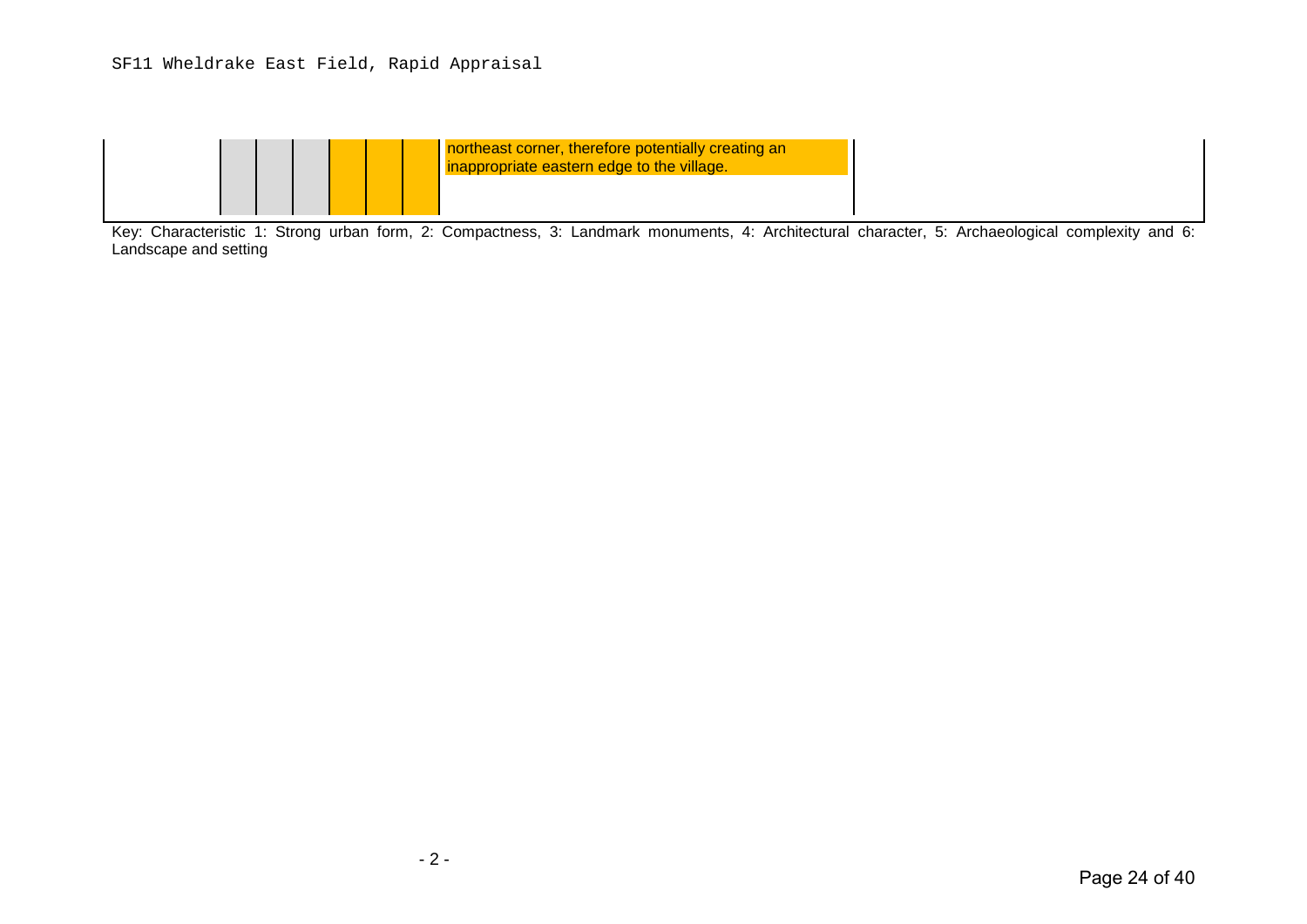| | 1 | 2 | 3 | 4 | 5 | 6 | | |
|---|---|---|---|---|---|---|---|---|
| | | | | | | | northeast corner, therefore potentially creating an inappropriate eastern edge to the village. | |

Key: Characteristic 1: Strong urban form, 2: Compactness, 3: Landmark monuments, 4: Architectural character, 5: Archaeological complexity and 6: Landscape and setting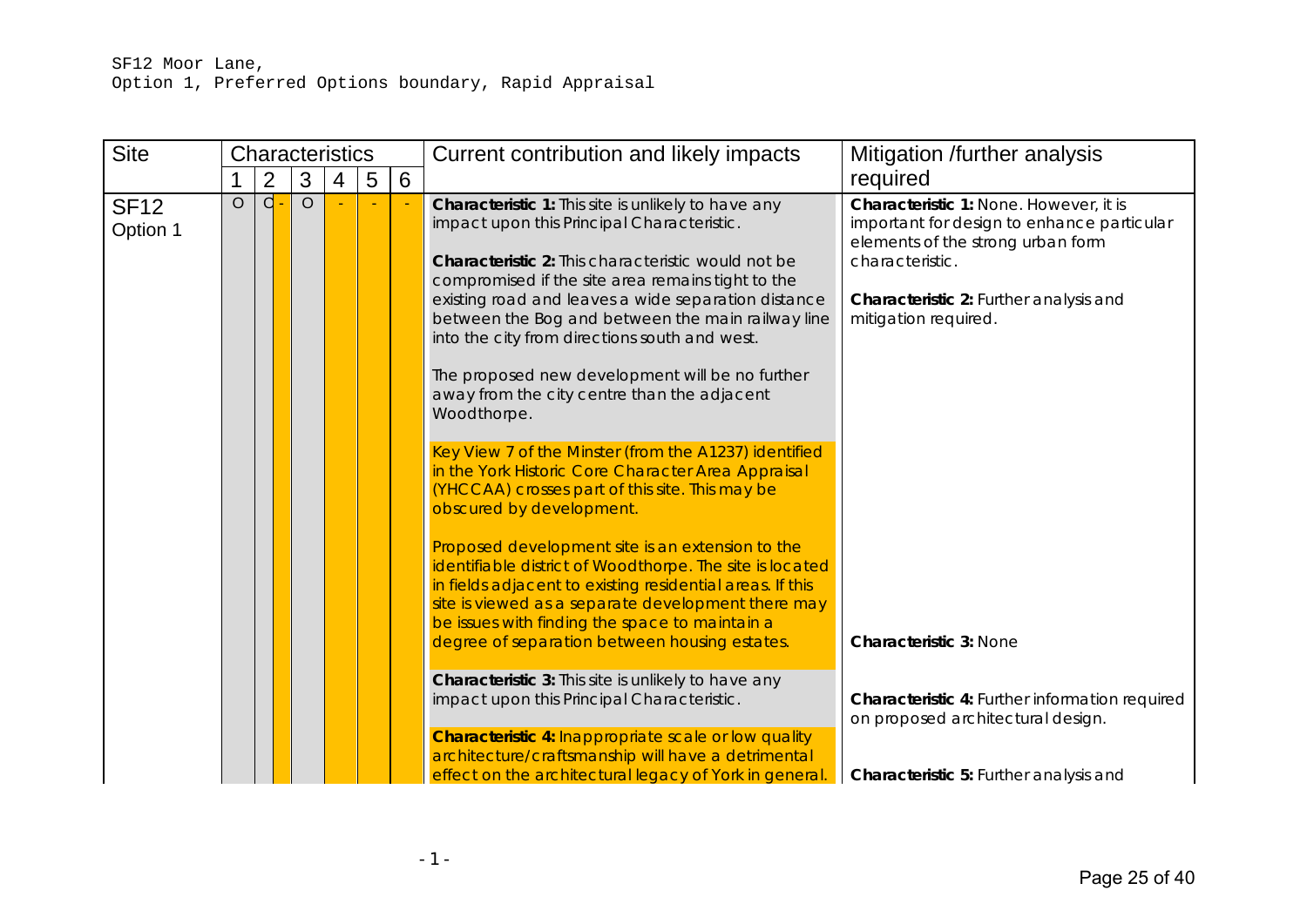SF12 Moor Lane,
Option 1, Preferred Options boundary, Rapid Appraisal

| Site | Characteristics | | | | | | Current contribution and likely impacts | Mitigation /further analysis required |
|---|---|---|---|---|---|---|---|---|
| | 1 | 2 | 3 | 4 | 5 | 6 | | |
| SF12 Option 1 | O | O - | O | - | - | - | **Characteristic 1:** This site is unlikely to have any impact upon this Principal Characteristic.<br><br>**Characteristic 2:** This characteristic would not be compromised if the site area remains tight to the existing road and leaves a wide separation distance between the Bog and between the main railway line into the city from directions south and west.<br><br>The proposed new development will be no further away from the city centre than the adjacent Woodthorpe.<br><br>Key View 7 of the Minster (from the A1237) identified in the York Historic Core Character Area Appraisal (YHCCAA) crosses part of this site. This may be obscured by development.<br><br>Proposed development site is an extension to the identifiable district of Woodthorpe. The site is located in fields adjacent to existing residential areas. If this site is viewed as a separate development there may be issues with finding the space to maintain a degree of separation between housing estates.<br><br>**Characteristic 3:** This site is unlikely to have any impact upon this Principal Characteristic.<br><br>**Characteristic 4:** Inappropriate scale or low quality architecture/craftsmanship will have a detrimental effect on the architectural legacy of York in general. | **Characteristic 1:** None. However, it is important for design to enhance particular elements of the strong urban form characteristic.<br><br>**Characteristic 2:** Further analysis and mitigation required.<br><br>**Characteristic 3:** None<br><br>**Characteristic 4:** Further information required on proposed architectural design.<br><br>**Characteristic 5:** Further analysis and |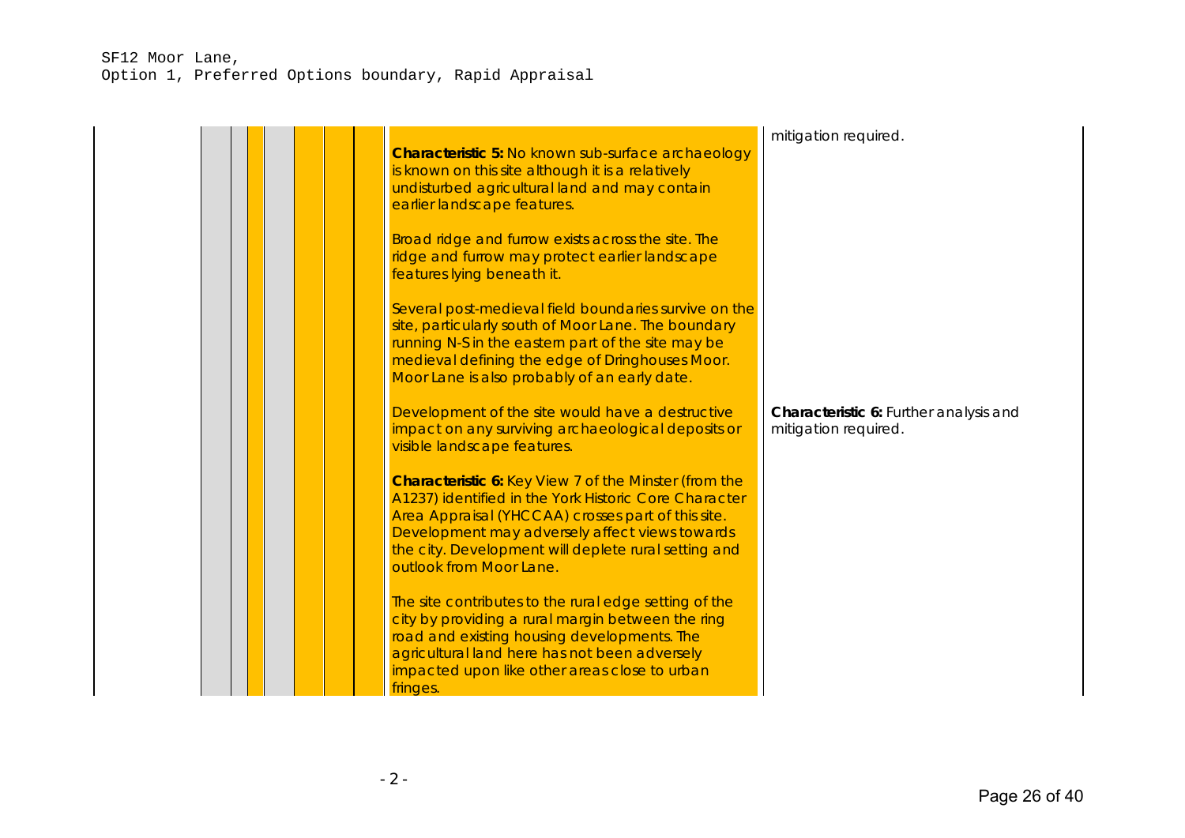SF12 Moor Lane,
Option 1, Preferred Options boundary, Rapid Appraisal

| | | | | | | | | |
|---|---|---|---|---|---|---|---|---|
| | | | | | | | **Characteristic 5:** No known sub-surface archaeology is known on this site although it is a relatively undisturbed agricultural land and may contain earlier landscape features.<br><br>Broad ridge and furrow exists across the site. The ridge and furrow may protect earlier landscape features lying beneath it.<br><br>Several post-medieval field boundaries survive on the site, particularly south of Moor Lane. The boundary running N-S in the eastern part of the site may be medieval defining the edge of Dringhouses Moor. Moor Lane is also probably of an early date.<br><br>Development of the site would have a destructive impact on any surviving archaeological deposits or visible landscape features. | mitigation required. |
| | | | | | | | **Characteristic 6:** Key View 7 of the Minster (from the A1237) identified in the York Historic Core Character Area Appraisal (YHCCAA) crosses part of this site. Development may adversely affect views towards the city. Development will deplete rural setting and outlook from Moor Lane.<br><br>The site contributes to the rural edge setting of the city by providing a rural margin between the ring road and existing housing developments. The agricultural land here has not been adversely impacted upon like other areas close to urban fringes. | **Characteristic 6:** Further analysis and mitigation required. |

- 2 -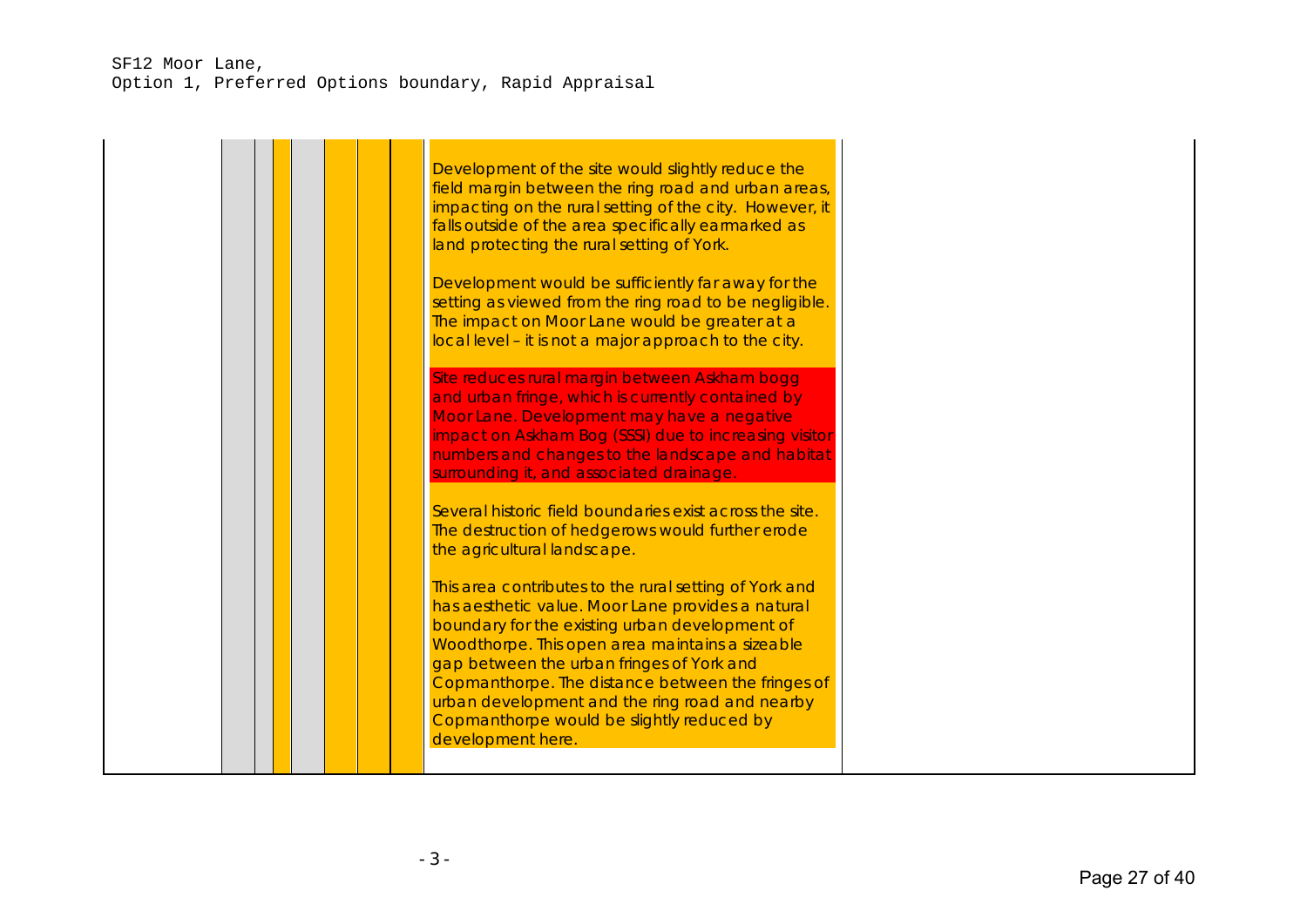SF12 Moor Lane,
Option 1, Preferred Options boundary, Rapid Appraisal

| | | | | | | | | |
|---|---|---|---|---|---|---|---|---|
| | | | | | | | Development of the site would slightly reduce the field margin between the ring road and urban areas, impacting on the rural setting of the city. However, it falls outside of the area specifically earmarked as land protecting the rural setting of York.<br><br>Development would be sufficiently far away for the setting as viewed from the ring road to be negligible. The impact on Moor Lane would be greater at a local level – it is not a major approach to the city.<br><br>Site reduces rural margin between Askham bogg and urban fringe, which is currently contained by Moor Lane. Development may have a negative impact on Askham Bog (SSSI) due to increasing visitor numbers and changes to the landscape and habitat surrounding it, and associated drainage.<br><br>Several historic field boundaries exist across the site. The destruction of hedgerows would further erode the agricultural landscape.<br><br>This area contributes to the rural setting of York and has aesthetic value. Moor Lane provides a natural boundary for the existing urban development of Woodthorpe. This open area maintains a sizeable gap between the urban fringes of York and Copmanthorpe. The distance between the fringes of urban development and the ring road and nearby Copmanthorpe would be slightly reduced by development here. | |

- 3 -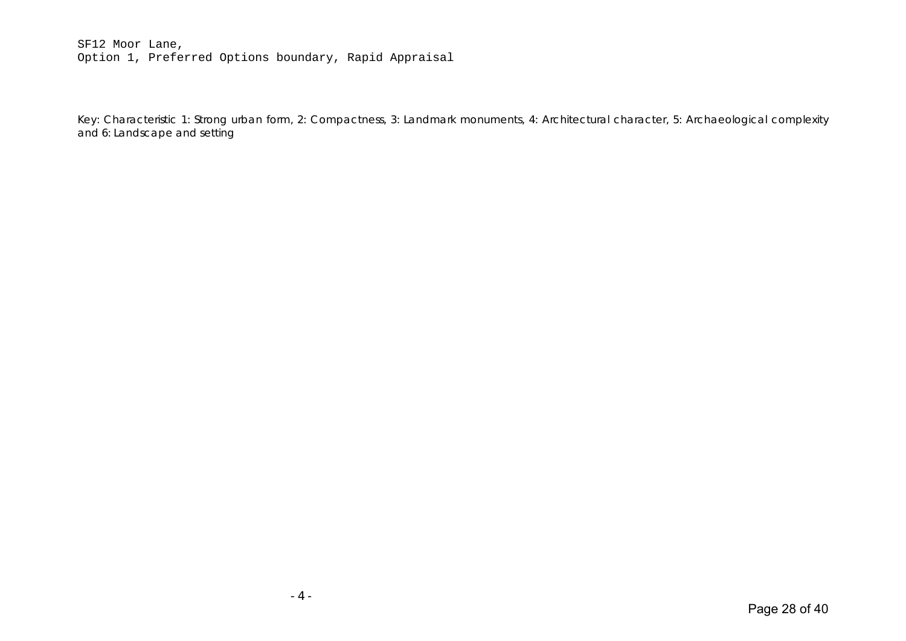SF12 Moor Lane,
Option 1, Preferred Options boundary, Rapid Appraisal

Key: Characteristic 1: Strong urban form, 2: Compactness, 3: Landmark monuments, 4: Architectural character, 5: Archaeological complexity and 6: Landscape and setting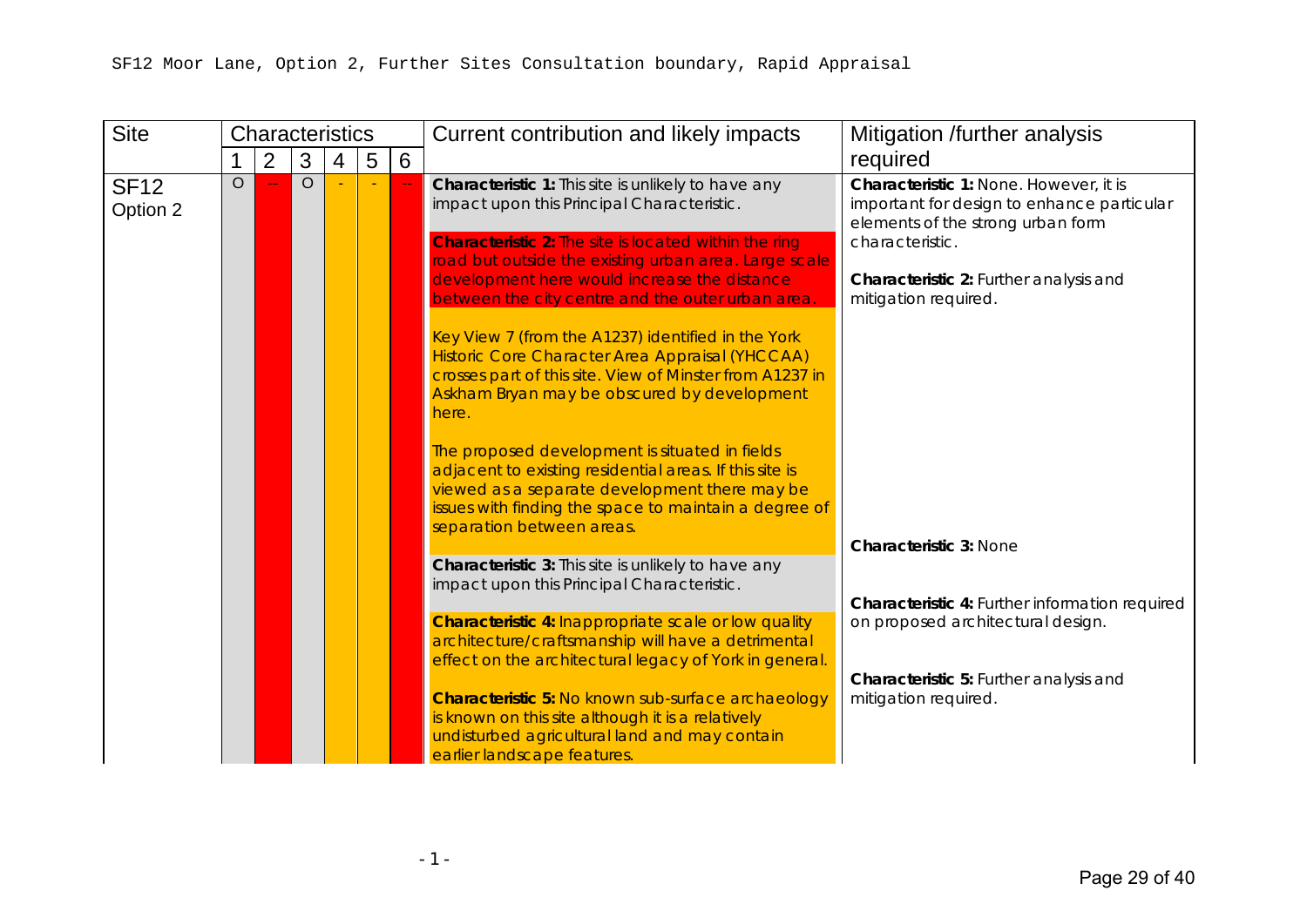SF12 Moor Lane, Option 2, Further Sites Consultation boundary, Rapid Appraisal

| Site | Characteristics | | | | | | Current contribution and likely impacts | Mitigation /further analysis required |
|---|---|---|---|---|---|---|---|---|
| | 1 | 2 | 3 | 4 | 5 | 6 | | |
| SF12 Option 2 | O | -- | O | - | - | -- | **Characteristic 1:** This site is unlikely to have any impact upon this Principal Characteristic. | **Characteristic 1:** None. However, it is important for design to enhance particular elements of the strong urban form characteristic. |
| | | | | | | | **Characteristic 2:** The site is located within the ring road but outside the existing urban area. Large scale development here would increase the distance between the city centre and the outer urban area. | **Characteristic 2:** Further analysis and mitigation required. |
| | | | | | | | Key View 7 (from the A1237) identified in the York Historic Core Character Area Appraisal (YHCCAA) crosses part of this site. View of Minster from A1237 in Askham Bryan may be obscured by development here. | |
| | | | | | | | The proposed development is situated in fields adjacent to existing residential areas. If this site is viewed as a separate development there may be issues with finding the space to maintain a degree of separation between areas. | |
| | | | | | | | **Characteristic 3:** This site is unlikely to have any impact upon this Principal Characteristic. | **Characteristic 3:** None |
| | | | | | | | **Characteristic 4:** Inappropriate scale or low quality architecture/craftsmanship will have a detrimental effect on the architectural legacy of York in general. | **Characteristic 4:** Further information required on proposed architectural design. |
| | | | | | | | **Characteristic 5:** No known sub-surface archaeology is known on this site although it is a relatively undisturbed agricultural land and may contain earlier landscape features. | **Characteristic 5:** Further analysis and mitigation required. |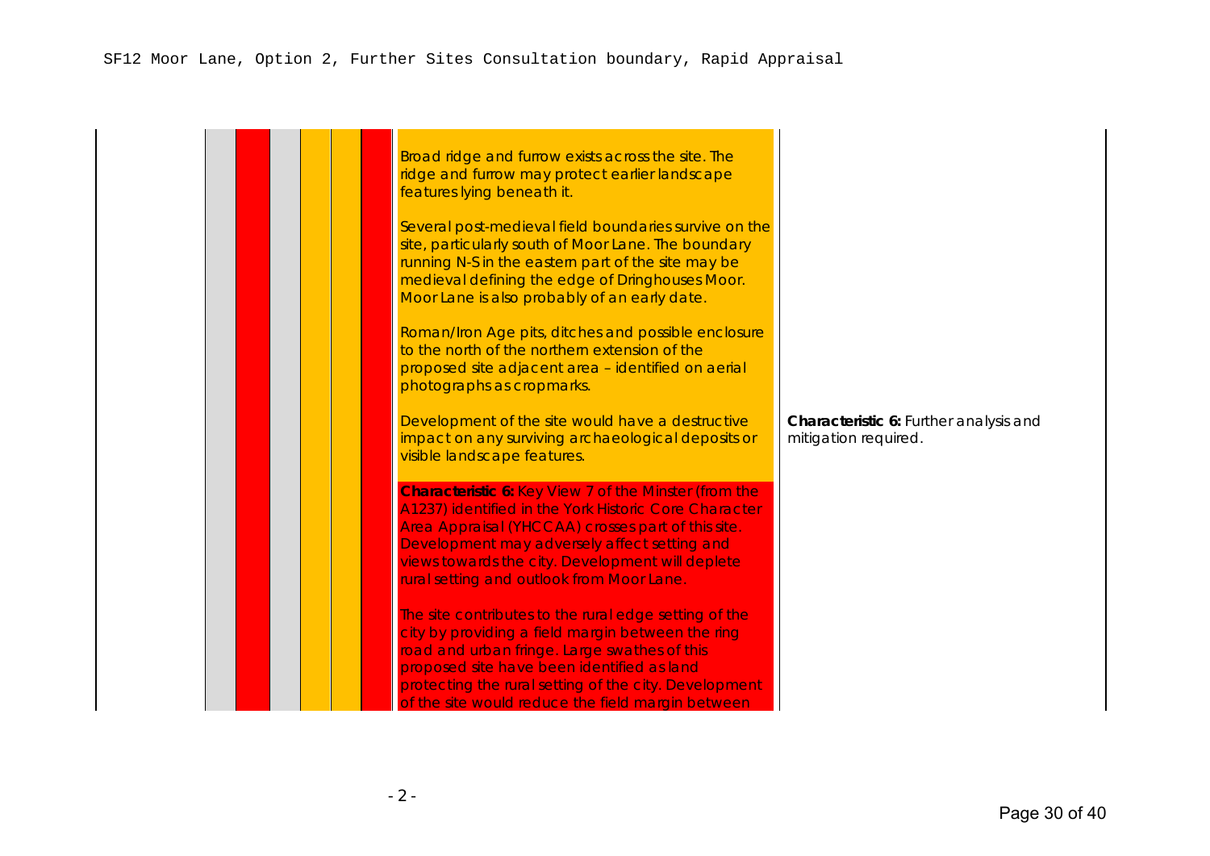SF12 Moor Lane, Option 2, Further Sites Consultation boundary, Rapid Appraisal

| | | | | | | | | |
|---|---|---|---|---|---|---|---|---|
| | | | | | | | Broad ridge and furrow exists across the site. The ridge and furrow may protect earlier landscape features lying beneath it.<br><br>Several post-medieval field boundaries survive on the site, particularly south of Moor Lane. The boundary running N-S in the eastern part of the site may be medieval defining the edge of Dringhouses Moor. Moor Lane is also probably of an early date.<br><br>Roman/Iron Age pits, ditches and possible enclosure to the north of the northern extension of the proposed site adjacent area – identified on aerial photographs as cropmarks.<br><br>Development of the site would have a destructive impact on any surviving archaeological deposits or visible landscape features. | **Characteristic 6:** Further analysis and mitigation required. |
| | | | | | | | **Characteristic 6:** Key View 7 of the Minster (from the A1237) identified in the York Historic Core Character Area Appraisal (YHCCAA) crosses part of this site. Development may adversely affect setting and views towards the city. Development will deplete rural setting and outlook from Moor Lane.<br><br>The site contributes to the rural edge setting of the city by providing a field margin between the ring road and urban fringe. Large swathes of this proposed site have been identified as land protecting the rural setting of the city. Development of the site would reduce the field margin between | |

- 2 -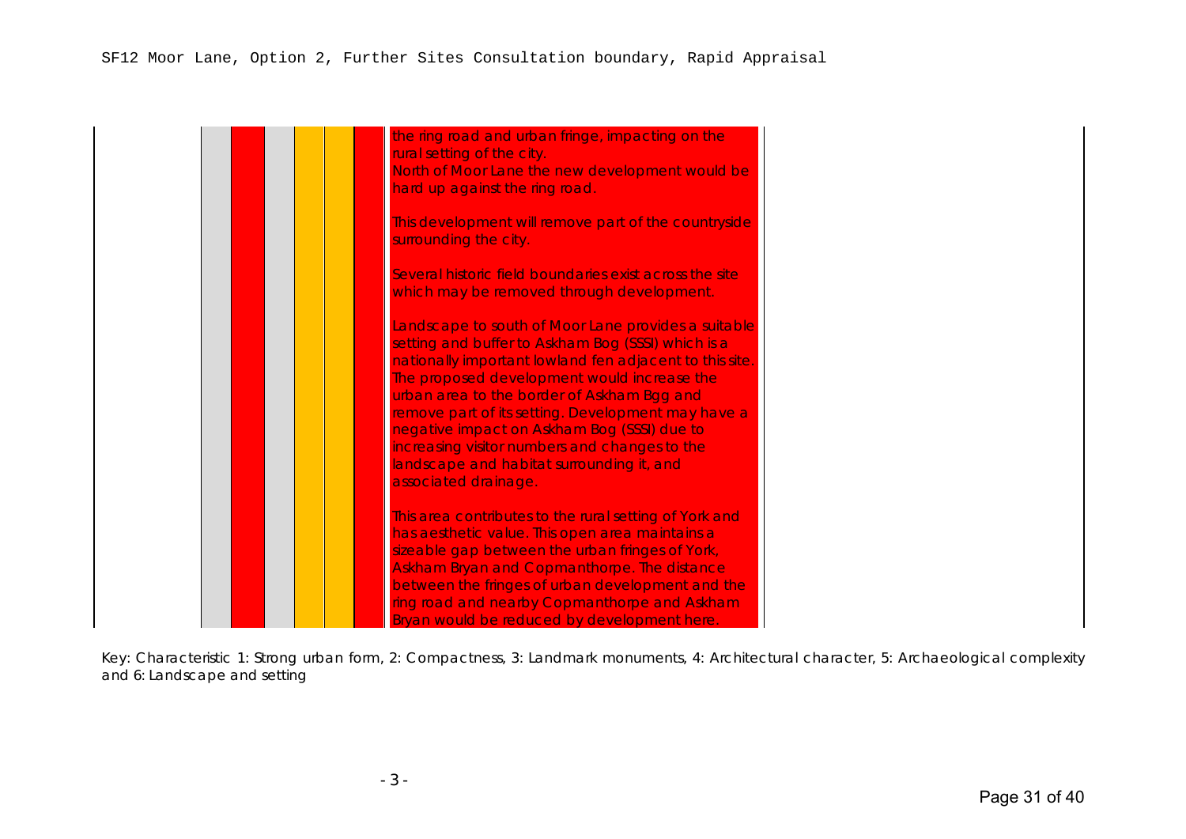SF12 Moor Lane, Option 2, Further Sites Consultation boundary, Rapid Appraisal

| | 1 | 2 | 3 | 4 | 5 | 6 | | |
|---|---|---|---|---|---|---|---|---|
| | | | | | | | the ring road and urban fringe, impacting on the rural setting of the city.<br>North of Moor Lane the new development would be hard up against the ring road.<br><br>This development will remove part of the countryside surrounding the city.<br><br>Several historic field boundaries exist across the site which may be removed through development.<br><br>Landscape to south of Moor Lane provides a suitable setting and buffer to Askham Bog (SSSI) which is a nationally important lowland fen adjacent to this site. The proposed development would increase the urban area to the border of Askham Bgg and remove part of its setting. Development may have a negative impact on Askham Bog (SSSI) due to increasing visitor numbers and changes to the landscape and habitat surrounding it, and associated drainage.<br><br>This area contributes to the rural setting of York and has aesthetic value. This open area maintains a sizeable gap between the urban fringes of York, Askham Bryan and Copmanthorpe. The distance between the fringes of urban development and the ring road and nearby Copmanthorpe and Askham Bryan would be reduced by development here. | |

Key: Characteristic 1: Strong urban form, 2: Compactness, 3: Landmark monuments, 4: Architectural character, 5: Archaeological complexity and 6: Landscape and setting

- 3 -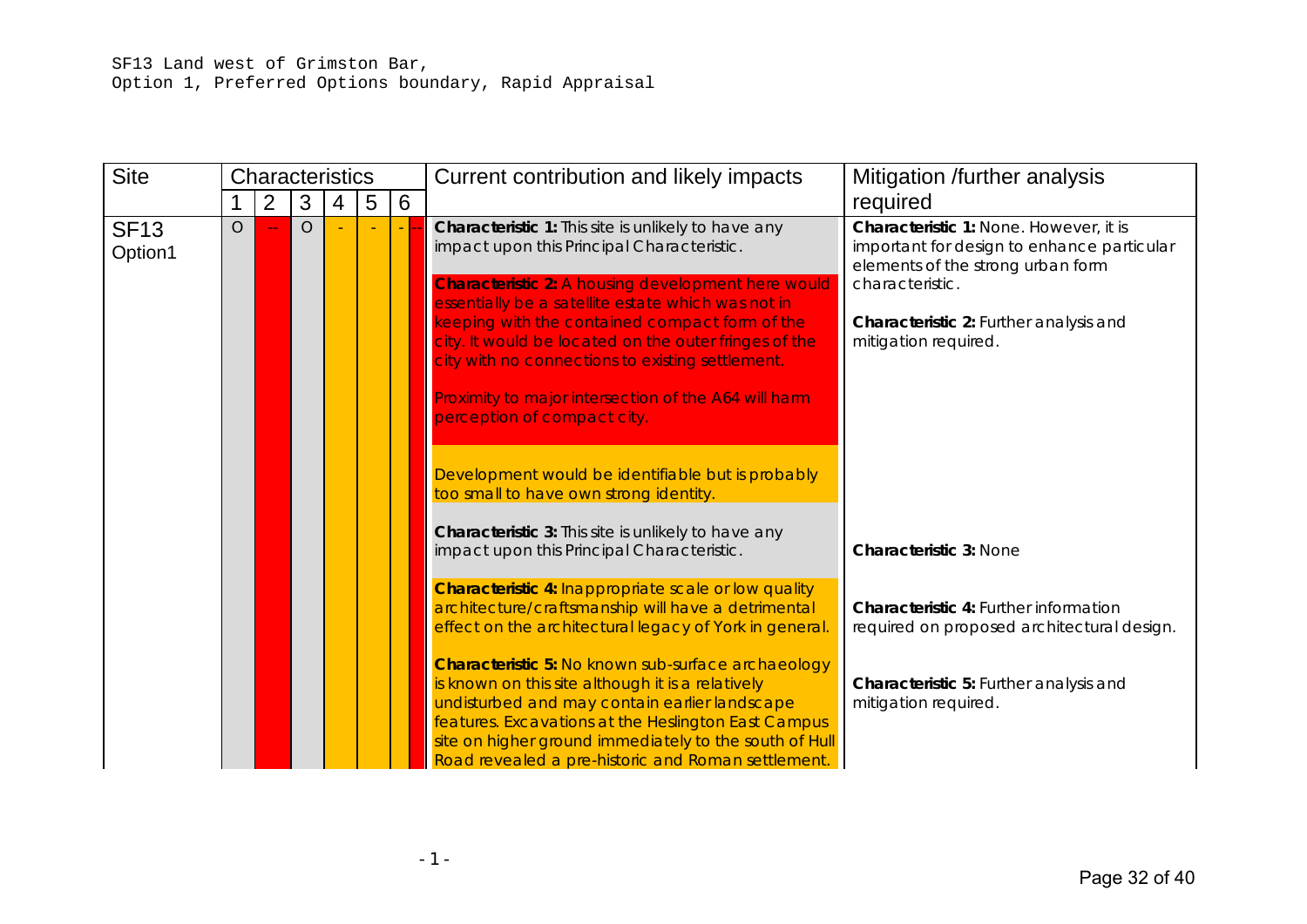SF13 Land west of Grimston Bar,
Option 1, Preferred Options boundary, Rapid Appraisal

| Site | Characteristics | | | | | | Current contribution and likely impacts | Mitigation /further analysis required |
|---|---|---|---|---|---|---|---|---|
| | 1 | 2 | 3 | 4 | 5 | 6 | | |
| SF13 Option1 | O | -- | O | - | - | - -- | **Characteristic 1:** This site is unlikely to have any impact upon this Principal Characteristic.<br><br>**Characteristic 2:** A housing development here would essentially be a satellite estate which was not in keeping with the contained compact form of the city. It would be located on the outer fringes of the city with no connections to existing settlement.<br><br>Proximity to major intersection of the A64 will harm perception of compact city.<br><br>Development would be identifiable but is probably too small to have own strong identity.<br><br>**Characteristic 3:** This site is unlikely to have any impact upon this Principal Characteristic.<br><br>**Characteristic 4:** Inappropriate scale or low quality architecture/craftsmanship will have a detrimental effect on the architectural legacy of York in general.<br><br>**Characteristic 5:** No known sub-surface archaeology is known on this site although it is a relatively undisturbed and may contain earlier landscape features. Excavations at the Heslington East Campus site on higher ground immediately to the south of Hull Road revealed a pre-historic and Roman settlement. | **Characteristic 1:** None. However, it is important for design to enhance particular elements of the strong urban form characteristic.<br><br>**Characteristic 2:** Further analysis and mitigation required.<br><br>**Characteristic 3:** None<br><br>**Characteristic 4:** Further information required on proposed architectural design.<br><br>**Characteristic 5:** Further analysis and mitigation required. |

- 1 -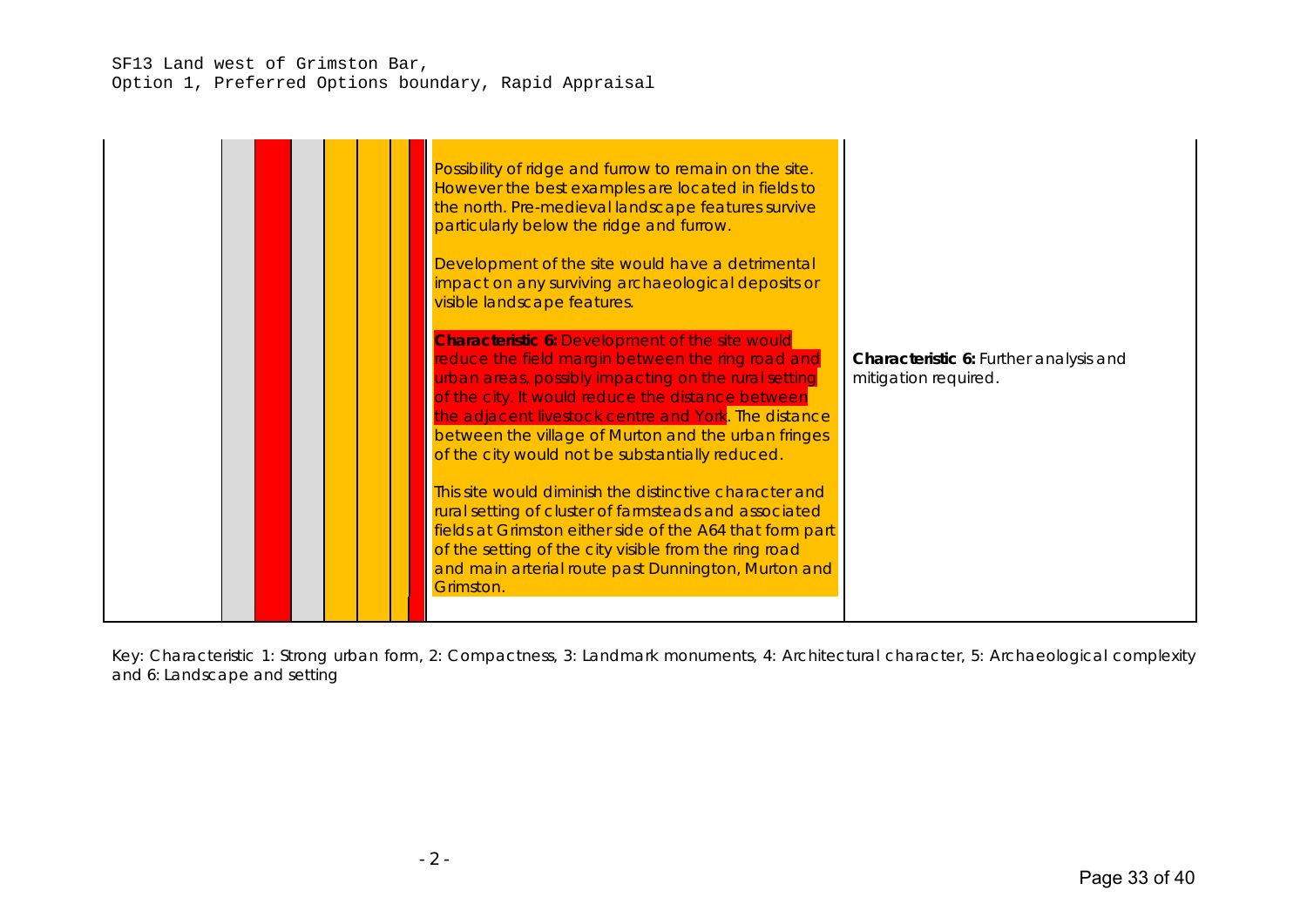SF13 Land west of Grimston Bar,
Option 1, Preferred Options boundary, Rapid Appraisal

| | | | | | | | | | |
|---|---|---|---|---|---|---|---|---|---|
| | | | | | | | | Possibility of ridge and furrow to remain on the site. However the best examples are located in fields to the north. Pre-medieval landscape features survive particularly below the ridge and furrow.<br><br>Development of the site would have a detrimental impact on any surviving archaeological deposits or visible landscape features.<br><br>**Characteristic 6:** Development of the site would reduce the field margin between the ring road and urban areas, possibly impacting on the rural setting of the city. It would reduce the distance between the adjacent livestock centre and York. The distance between the village of Murton and the urban fringes of the city would not be substantially reduced.<br><br>This site would diminish the distinctive character and rural setting of cluster of farmsteads and associated fields at Grimston either side of the A64 that form part of the setting of the city visible from the ring road and main arterial route past Dunnington, Murton and Grimston. | **Characteristic 6:** Further analysis and mitigation required. |

Key: Characteristic 1: Strong urban form, 2: Compactness, 3: Landmark monuments, 4: Architectural character, 5: Archaeological complexity and 6: Landscape and setting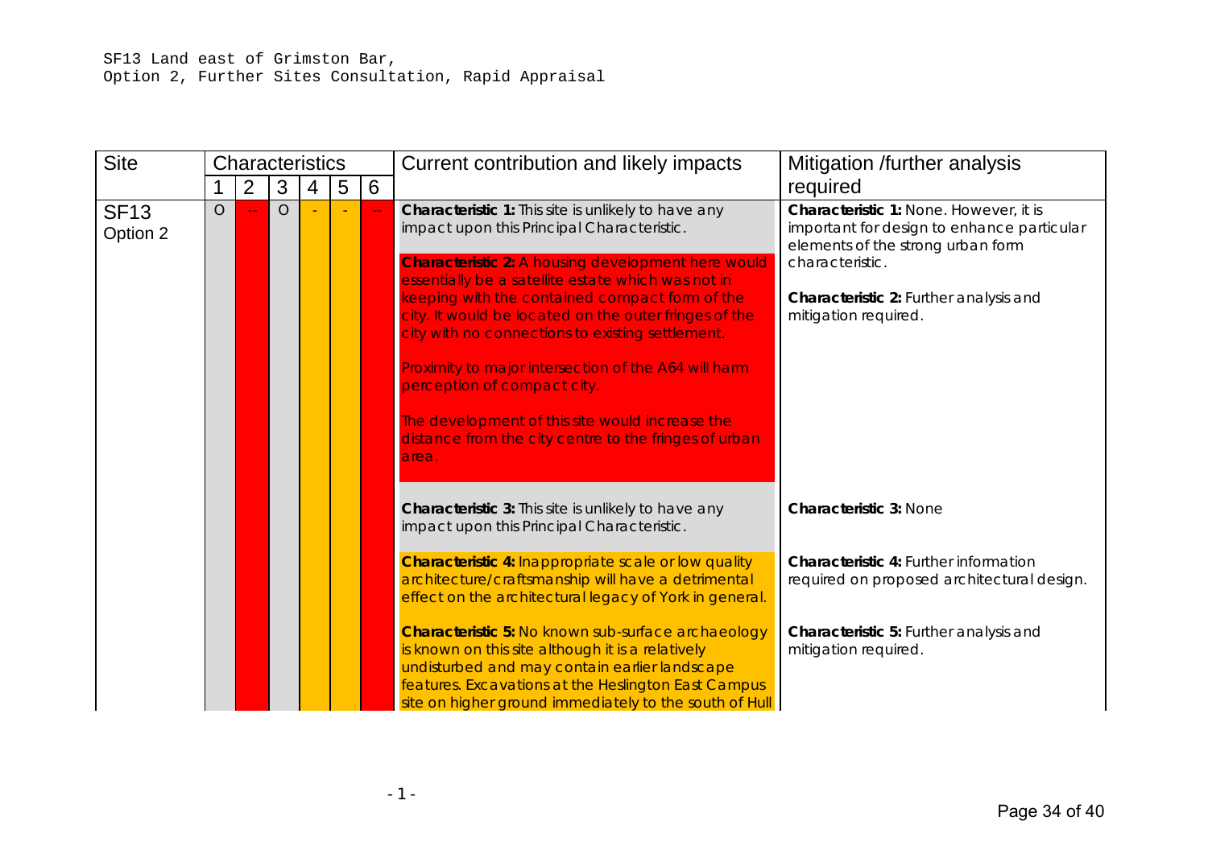SF13 Land east of Grimston Bar,
Option 2, Further Sites Consultation, Rapid Appraisal

| Site | Characteristics | | | | | | Current contribution and likely impacts | Mitigation /further analysis required |
|---|---|---|---|---|---|---|---|---|
| | 1 | 2 | 3 | 4 | 5 | 6 | | |
| SF13 Option 2 | O | -- | O | - | - | -- | **Characteristic 1:** This site is unlikely to have any impact upon this Principal Characteristic.<br><br>**Characteristic 2:** A housing development here would essentially be a satellite estate which was not in keeping with the contained compact form of the city. It would be located on the outer fringes of the city with no connections to existing settlement.<br><br>Proximity to major intersection of the A64 will harm perception of compact city.<br><br>The development of this site would increase the distance from the city centre to the fringes of urban area.<br><br>**Characteristic 3:** This site is unlikely to have any impact upon this Principal Characteristic.<br><br>**Characteristic 4:** Inappropriate scale or low quality architecture/craftsmanship will have a detrimental effect on the architectural legacy of York in general.<br><br>**Characteristic 5:** No known sub-surface archaeology is known on this site although it is a relatively undisturbed and may contain earlier landscape features. Excavations at the Heslington East Campus site on higher ground immediately to the south of Hull | **Characteristic 1:** None. However, it is important for design to enhance particular elements of the strong urban form characteristic.<br><br>**Characteristic 2:** Further analysis and mitigation required.<br><br>**Characteristic 3:** None<br><br>**Characteristic 4:** Further information required on proposed architectural design.<br><br>**Characteristic 5:** Further analysis and mitigation required. |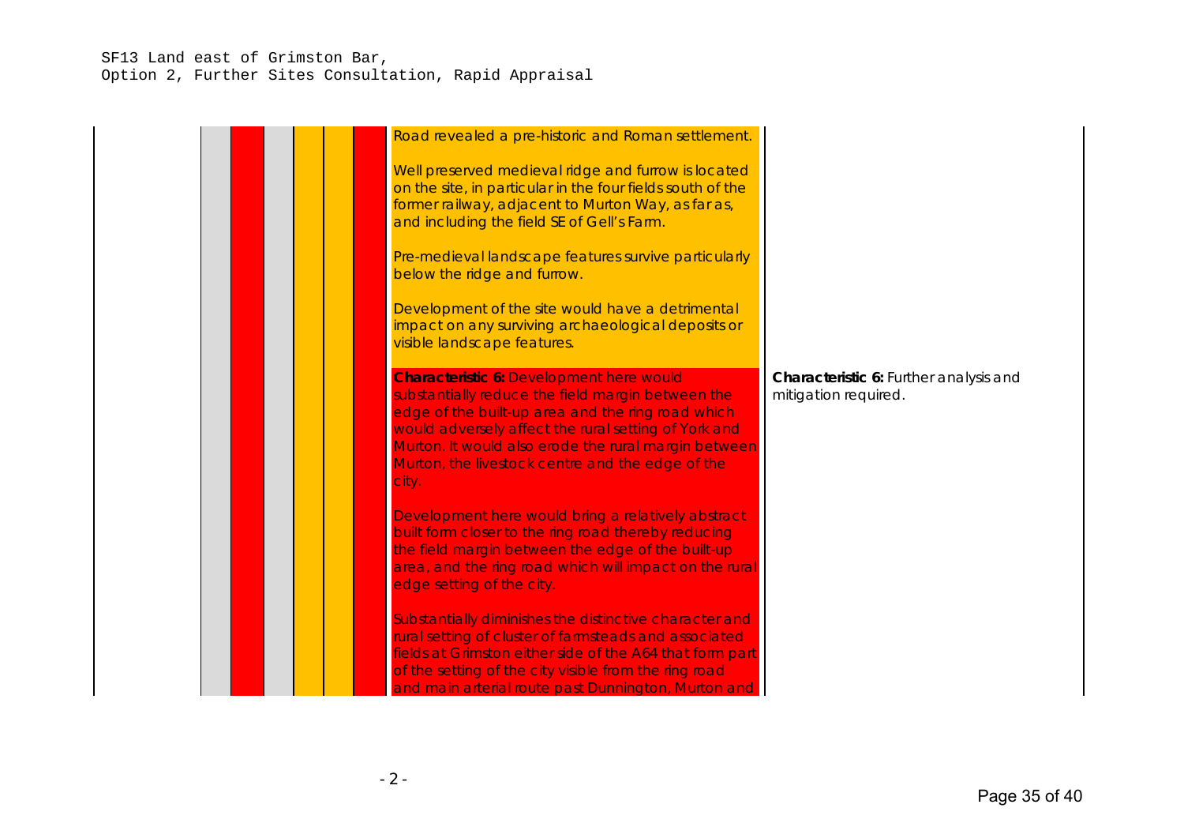SF13 Land east of Grimston Bar,
Option 2, Further Sites Consultation, Rapid Appraisal

| | | | | | | | | |
|---|---|---|---|---|---|---|---|---|
| | | | | | | | Road revealed a pre-historic and Roman settlement.<br><br>Well preserved medieval ridge and furrow is located on the site, in particular in the four fields south of the former railway, adjacent to Murton Way, as far as, and including the field SE of Gell's Farm.<br><br>Pre-medieval landscape features survive particularly below the ridge and furrow.<br><br>Development of the site would have a detrimental impact on any surviving archaeological deposits or visible landscape features. | |
| | | | | | | | **Characteristic 6:** Development here would substantially reduce the field margin between the edge of the built-up area and the ring road which would adversely affect the rural setting of York and Murton. It would also erode the rural margin between Murton, the livestock centre and the edge of the city.<br><br>Development here would bring a relatively abstract built form closer to the ring road thereby reducing the field margin between the edge of the built-up area, and the ring road which will impact on the rural edge setting of the city.<br><br>Substantially diminishes the distinctive character and rural setting of cluster of farmsteads and associated fields at Grimston either side of the A64 that form part of the setting of the city visible from the ring road and main arterial route past Dunnington, Murton and | **Characteristic 6:** Further analysis and mitigation required. |

- 2 -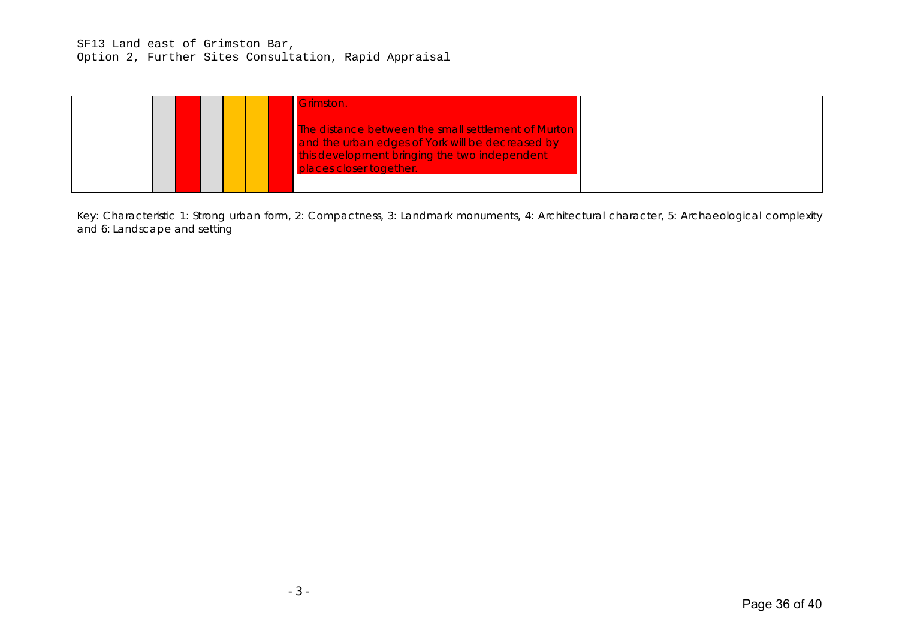SF13 Land east of Grimston Bar,
Option 2, Further Sites Consultation, Rapid Appraisal

| | 1 | 2 | 3 | 4 | 5 | 6 | | |
|---|---|---|---|---|---|---|---|---|
| | | | | | | | Grimston.<br><br>The distance between the small settlement of Murton and the urban edges of York will be decreased by this development bringing the two independent places closer together. | |

Key: Characteristic 1: Strong urban form, 2: Compactness, 3: Landmark monuments, 4: Architectural character, 5: Archaeological complexity and 6: Landscape and setting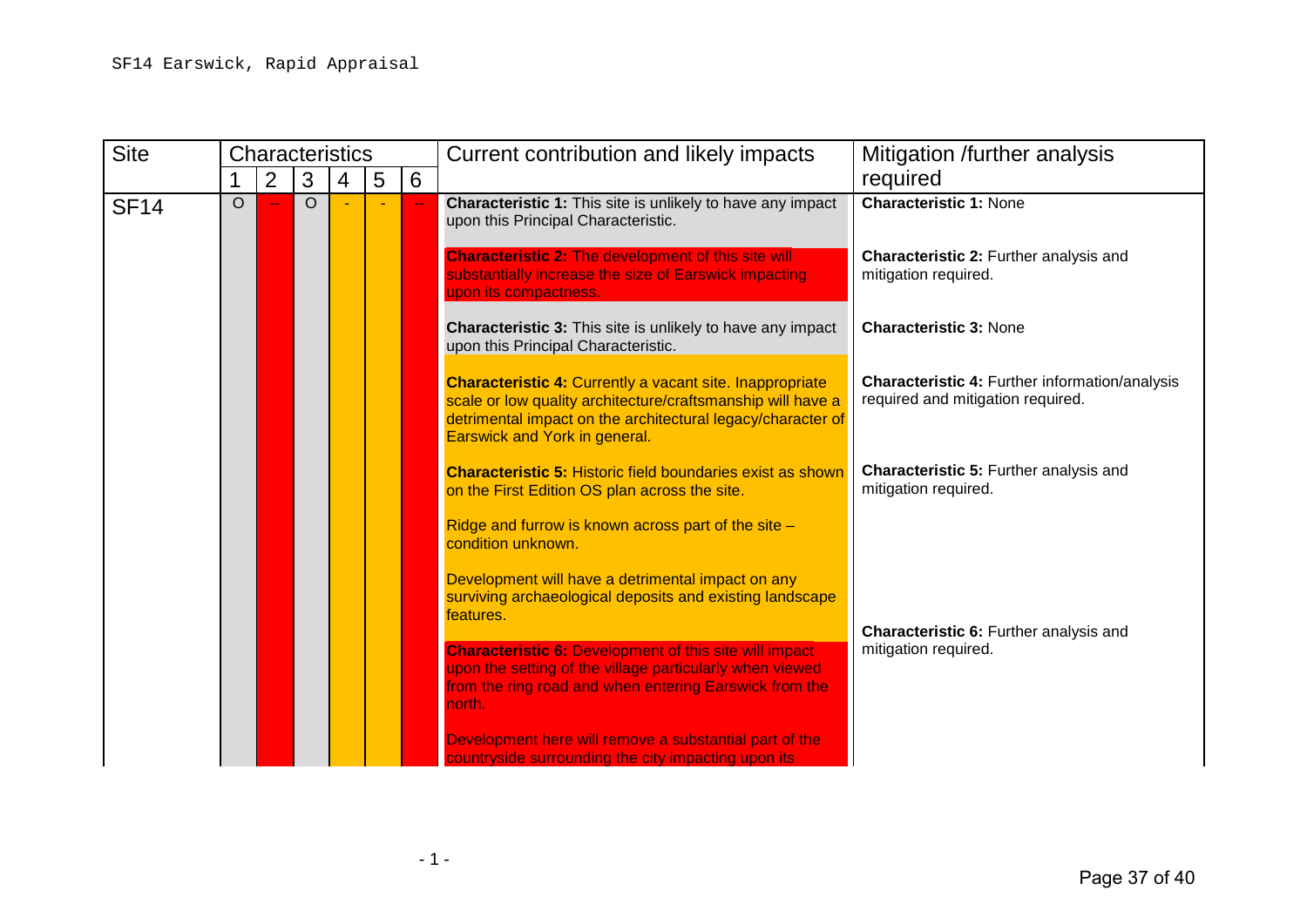SF14 Earswick, Rapid Appraisal

| Site | Characteristics | | | | | | Current contribution and likely impacts | Mitigation /further analysis required |
|---|---|---|---|---|---|---|---|---|
| | 1 | 2 | 3 | 4 | 5 | 6 | | |
| SF14 | O | -- | O | - | - | -- | **Characteristic 1:** This site is unlikely to have any impact upon this Principal Characteristic. | **Characteristic 1:** None |
| | | | | | | | **Characteristic 2:** The development of this site will substantially increase the size of Earswick impacting upon its compactness. | **Characteristic 2:** Further analysis and mitigation required. |
| | | | | | | | **Characteristic 3:** This site is unlikely to have any impact upon this Principal Characteristic. | **Characteristic 3:** None |
| | | | | | | | **Characteristic 4:** Currently a vacant site. Inappropriate scale or low quality architecture/craftsmanship will have a detrimental impact on the architectural legacy/character of Earswick and York in general. | **Characteristic 4:** Further information/analysis required and mitigation required. |
| | | | | | | | **Characteristic 5:** Historic field boundaries exist as shown on the First Edition OS plan across the site.<br><br>Ridge and furrow is known across part of the site – condition unknown.<br><br>Development will have a detrimental impact on any surviving archaeological deposits and existing landscape features. | **Characteristic 5:** Further analysis and mitigation required. |
| | | | | | | | **Characteristic 6:** Development of this site will impact upon the setting of the village particularly when viewed from the ring road and when entering Earswick from the north.<br><br>Development here will remove a substantial part of the countryside surrounding the city impacting upon its | **Characteristic 6:** Further analysis and mitigation required. |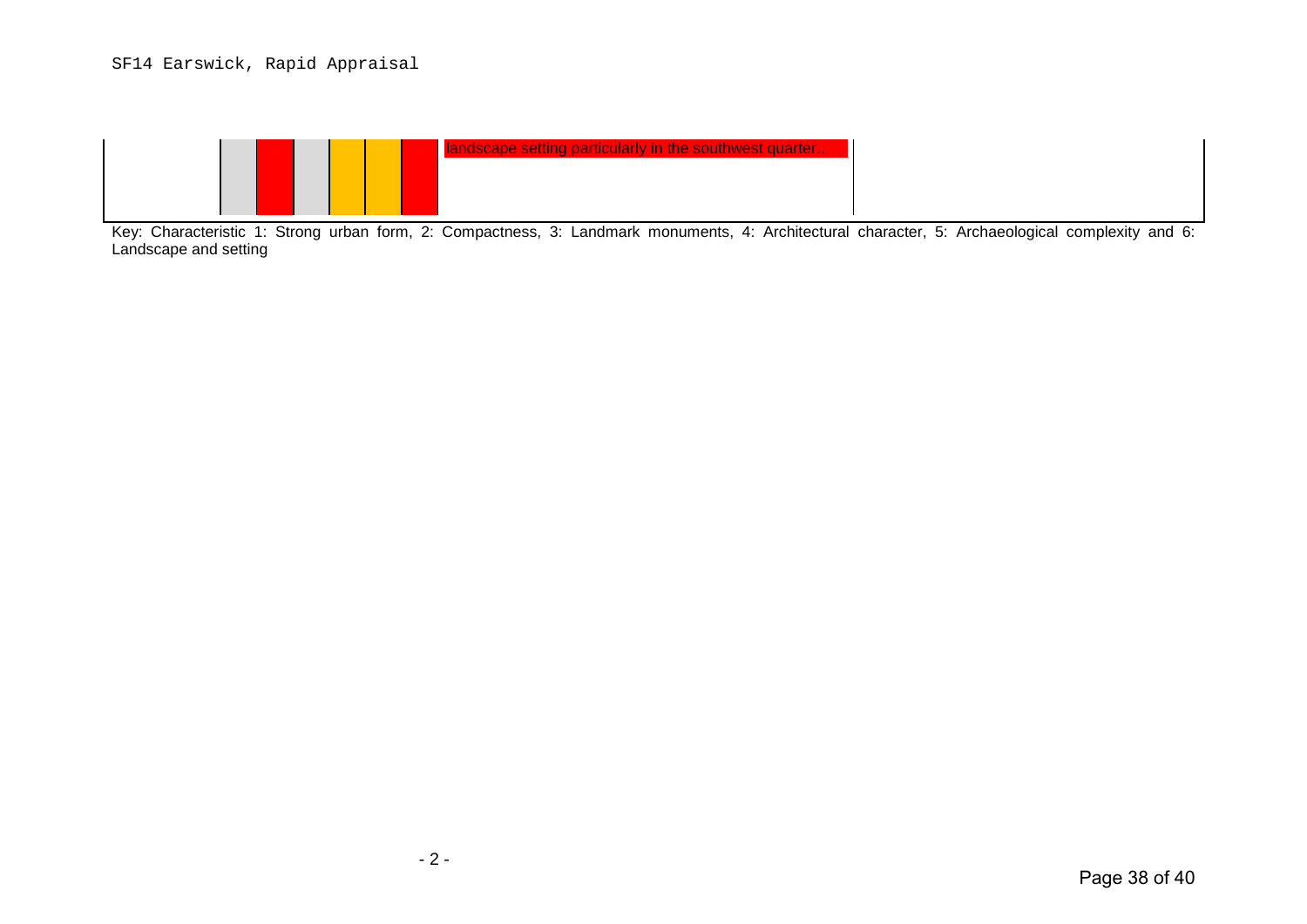SF14 Earswick, Rapid Appraisal

| | | | | | | | | |
|---|---|---|---|---|---|---|---|---|
| | | | | | | | landscape setting particularly in the southwest quarter.. | |

Key: Characteristic 1: Strong urban form, 2: Compactness, 3: Landmark monuments, 4: Architectural character, 5: Archaeological complexity and 6: Landscape and setting

- 2 -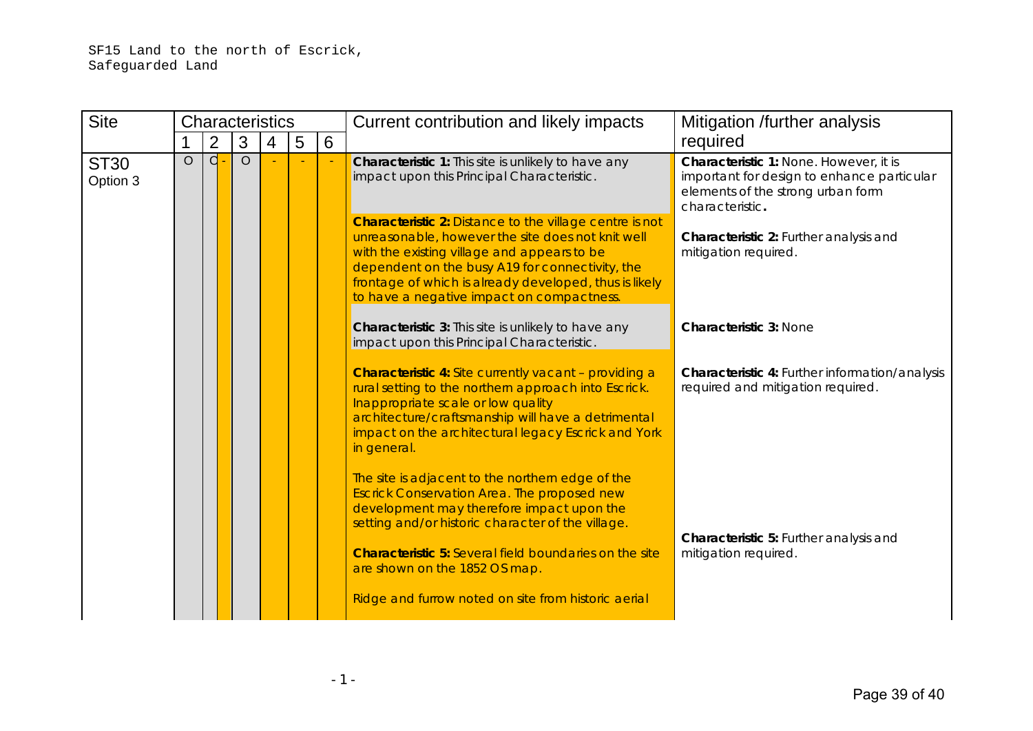SF15 Land to the north of Escrick, Safeguarded Land

| Site | Characteristics | | | | | | Current contribution and likely impacts | Mitigation /further analysis required |
|---|---|---|---|---|---|---|---|---|
| | 1 | 2 | 3 | 4 | 5 | 6 | | |
| ST30 Option 3 | O | O - | O | - | - | - | **Characteristic 1:** This site is unlikely to have any impact upon this Principal Characteristic.<br><br>**Characteristic 2:** Distance to the village centre is not unreasonable, however the site does not knit well with the existing village and appears to be dependent on the busy A19 for connectivity, the frontage of which is already developed, thus is likely to have a negative impact on compactness.<br><br>**Characteristic 3:** This site is unlikely to have any impact upon this Principal Characteristic.<br><br>**Characteristic 4:** Site currently vacant – providing a rural setting to the northern approach into Escrick. Inappropriate scale or low quality architecture/craftsmanship will have a detrimental impact on the architectural legacy Escrick and York in general.<br><br>The site is adjacent to the northern edge of the Escrick Conservation Area. The proposed new development may therefore impact upon the setting and/or historic character of the village.<br><br>**Characteristic 5:** Several field boundaries on the site are shown on the 1852 OS map.<br><br>Ridge and furrow noted on site from historic aerial | **Characteristic 1:** None. However, it is important for design to enhance particular elements of the strong urban form characteristic.<br><br>**Characteristic 2:** Further analysis and mitigation required.<br><br>**Characteristic 3:** None<br><br>**Characteristic 4:** Further information/analysis required and mitigation required.<br><br>**Characteristic 5:** Further analysis and mitigation required. |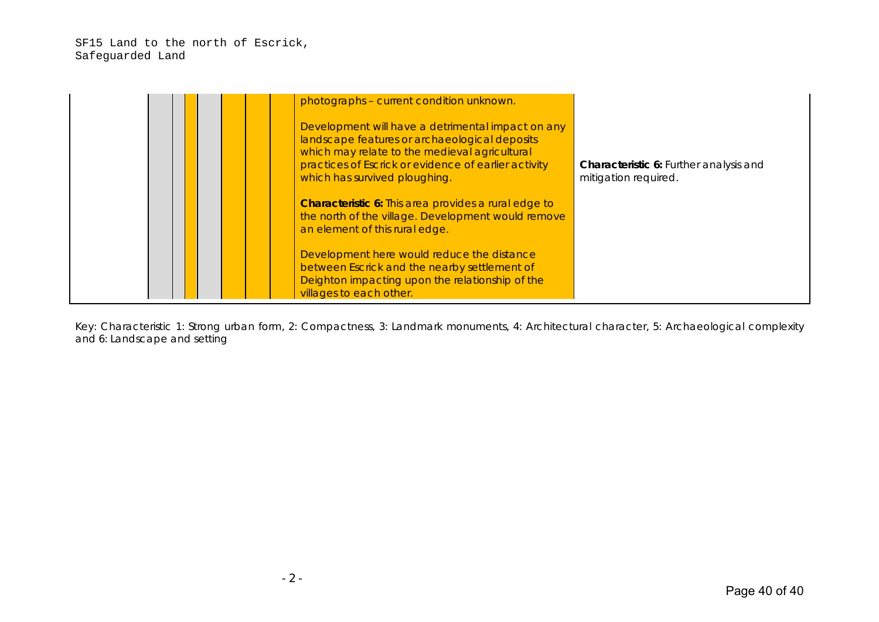SF15 Land to the north of Escrick, Safeguarded Land

| | | | | | | | | |
|---|---|---|---|---|---|---|---|---|
| | | | | | | | photographs – current condition unknown.<br><br>Development will have a detrimental impact on any landscape features or archaeological deposits which may relate to the medieval agricultural practices of Escrick or evidence of earlier activity which has survived ploughing.<br><br>**Characteristic 6:** This area provides a rural edge to the north of the village. Development would remove an element of this rural edge.<br><br>Development here would reduce the distance between Escrick and the nearby settlement of Deighton impacting upon the relationship of the villages to each other. | **Characteristic 6:** Further analysis and mitigation required. |

Key: Characteristic 1: Strong urban form, 2: Compactness, 3: Landmark monuments, 4: Architectural character, 5: Archaeological complexity and 6: Landscape and setting